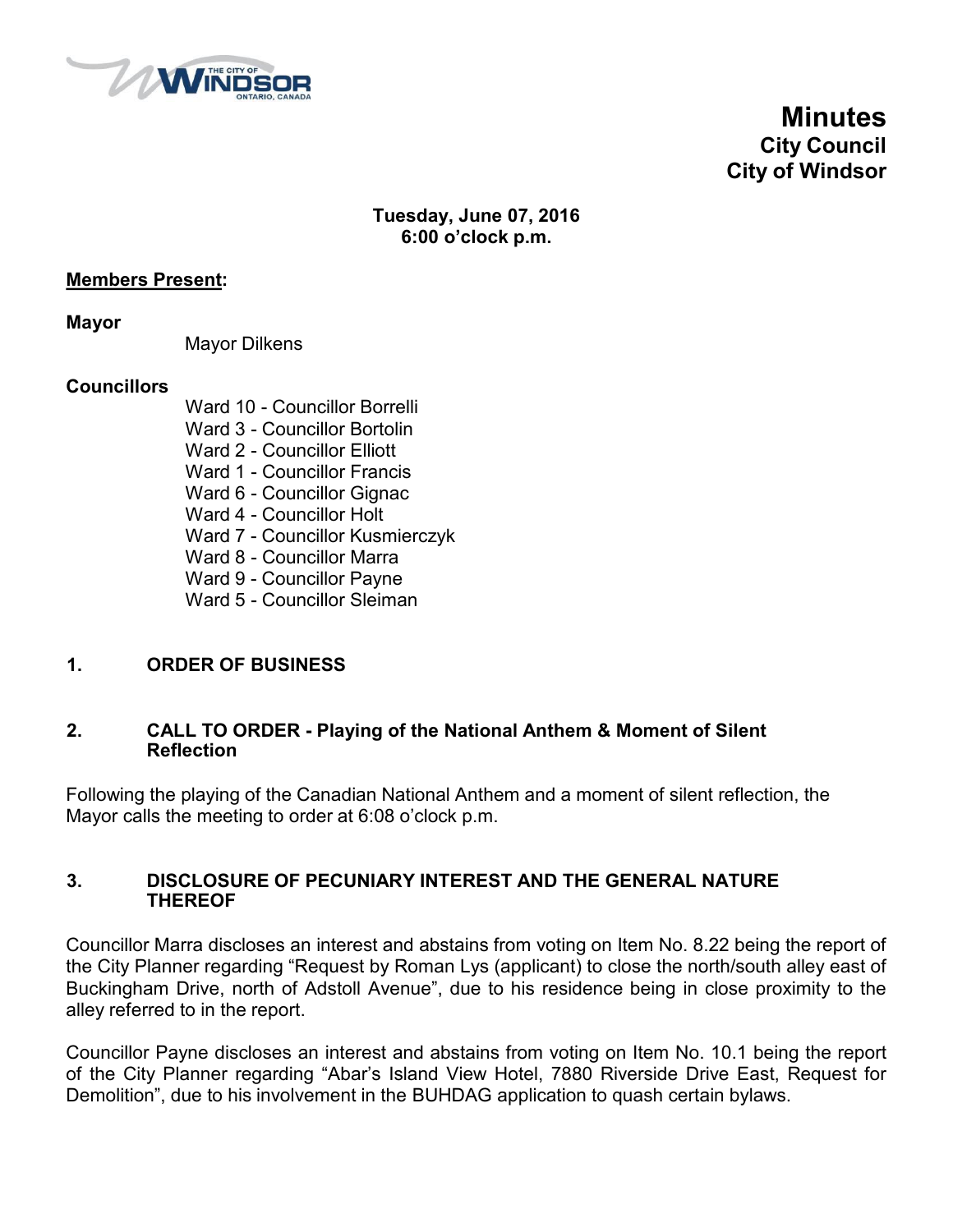# Minutes
## City Council
## City of Windsor

**Tuesday, June 07, 2016**
**6:00 o'clock p.m.**

**Members Present:**

**Mayor**

Mayor Dilkens

**Councillors**

Ward 10 - Councillor Borrelli
Ward 3 - Councillor Bortolin
Ward 2 - Councillor Elliott
Ward 1 - Councillor Francis
Ward 6 - Councillor Gignac
Ward 4 - Councillor Holt
Ward 7 - Councillor Kusmierczyk
Ward 8 - Councillor Marra
Ward 9 - Councillor Payne
Ward 5 - Councillor Sleiman

## 1. ORDER OF BUSINESS

## 2. CALL TO ORDER - Playing of the National Anthem & Moment of Silent Reflection

Following the playing of the Canadian National Anthem and a moment of silent reflection, the Mayor calls the meeting to order at 6:08 o'clock p.m.

## 3. DISCLOSURE OF PECUNIARY INTEREST AND THE GENERAL NATURE THEREOF

Councillor Marra discloses an interest and abstains from voting on Item No. 8.22 being the report of the City Planner regarding "Request by Roman Lys (applicant) to close the north/south alley east of Buckingham Drive, north of Adstoll Avenue", due to his residence being in close proximity to the alley referred to in the report.

Councillor Payne discloses an interest and abstains from voting on Item No. 10.1 being the report of the City Planner regarding "Abar's Island View Hotel, 7880 Riverside Drive East, Request for Demolition", due to his involvement in the BUHDAG application to quash certain bylaws.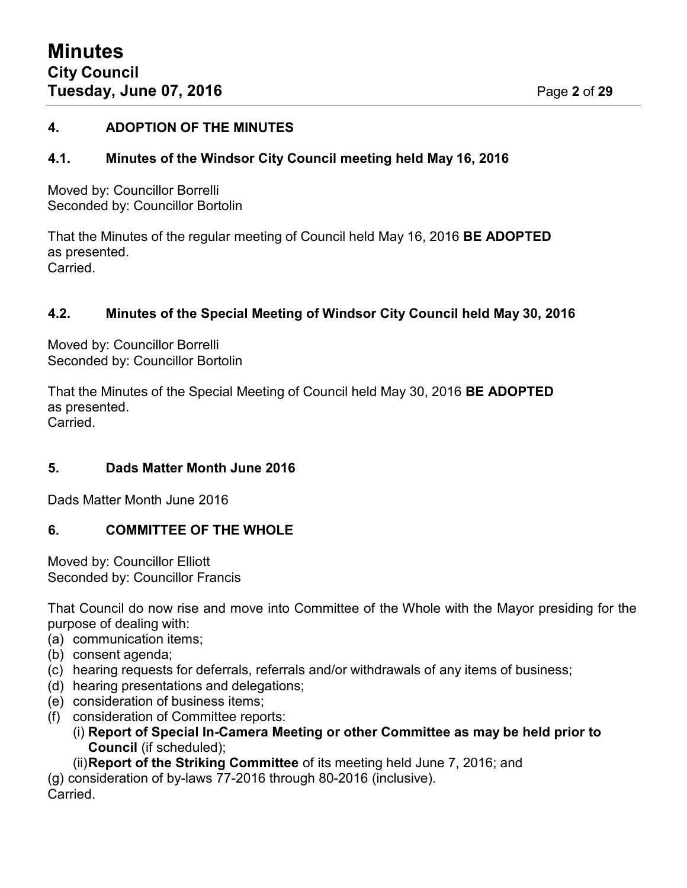## 4. ADOPTION OF THE MINUTES

### 4.1. Minutes of the Windsor City Council meeting held May 16, 2016

Moved by: Councillor Borrelli
Seconded by: Councillor Bortolin

That the Minutes of the regular meeting of Council held May 16, 2016 **BE ADOPTED** as presented.
Carried.

### 4.2. Minutes of the Special Meeting of Windsor City Council held May 30, 2016

Moved by: Councillor Borrelli
Seconded by: Councillor Bortolin

That the Minutes of the Special Meeting of Council held May 30, 2016 **BE ADOPTED** as presented.
Carried.

## 5. Dads Matter Month June 2016

Dads Matter Month June 2016

## 6. COMMITTEE OF THE WHOLE

Moved by: Councillor Elliott
Seconded by: Councillor Francis

That Council do now rise and move into Committee of the Whole with the Mayor presiding for the purpose of dealing with:

(a) communication items;
(b) consent agenda;
(c) hearing requests for deferrals, referrals and/or withdrawals of any items of business;
(d) hearing presentations and delegations;
(e) consideration of business items;
(f) consideration of Committee reports:
   (i) **Report of Special In-Camera Meeting or other Committee as may be held prior to Council** (if scheduled);
   (ii) **Report of the Striking Committee** of its meeting held June 7, 2016; and
(g) consideration of by-laws 77-2016 through 80-2016 (inclusive).

Carried.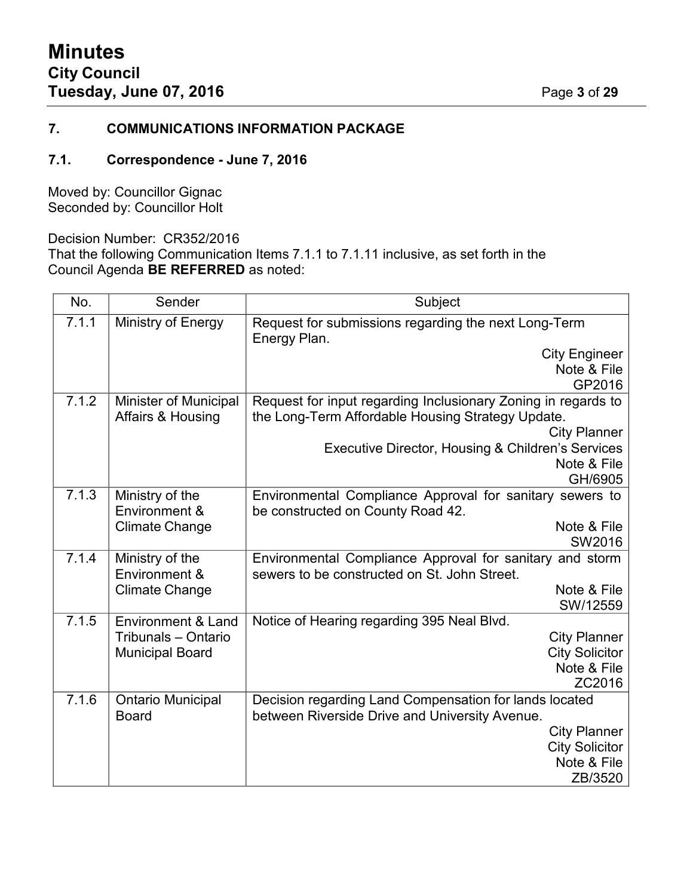## 7. COMMUNICATIONS INFORMATION PACKAGE

### 7.1. Correspondence - June 7, 2016

Moved by: Councillor Gignac
Seconded by: Councillor Holt

Decision Number: CR352/2016
That the following Communication Items 7.1.1 to 7.1.11 inclusive, as set forth in the Council Agenda **BE REFERRED** as noted:

| No. | Sender | Subject |
|---|---|---|
| 7.1.1 | Ministry of Energy | Request for submissions regarding the next Long-Term Energy Plan.<br>City Engineer<br>Note & File<br>GP2016 |
| 7.1.2 | Minister of Municipal Affairs & Housing | Request for input regarding Inclusionary Zoning in regards to the Long-Term Affordable Housing Strategy Update.<br>City Planner<br>Executive Director, Housing & Children's Services<br>Note & File<br>GH/6905 |
| 7.1.3 | Ministry of the Environment & Climate Change | Environmental Compliance Approval for sanitary sewers to be constructed on County Road 42.<br>Note & File<br>SW2016 |
| 7.1.4 | Ministry of the Environment & Climate Change | Environmental Compliance Approval for sanitary and storm sewers to be constructed on St. John Street.<br>Note & File<br>SW/12559 |
| 7.1.5 | Environment & Land Tribunals – Ontario Municipal Board | Notice of Hearing regarding 395 Neal Blvd.<br>City Planner<br>City Solicitor<br>Note & File<br>ZC2016 |
| 7.1.6 | Ontario Municipal Board | Decision regarding Land Compensation for lands located between Riverside Drive and University Avenue.<br>City Planner<br>City Solicitor<br>Note & File<br>ZB/3520 |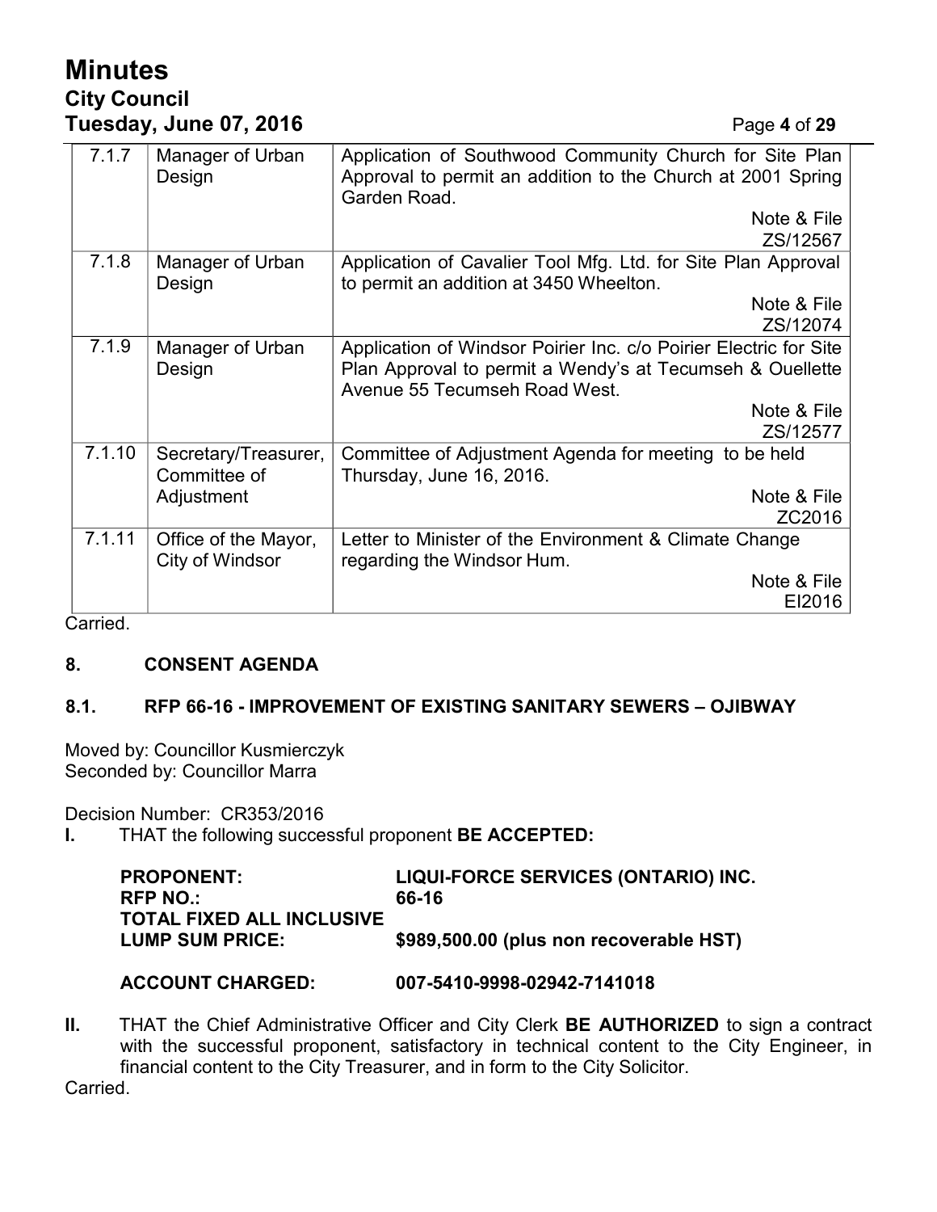| 7.1.7 | Manager of Urban Design | Application of Southwood Community Church for Site Plan Approval to permit an addition to the Church at 2001 Spring Garden Road.<br>Note & File<br>ZS/12567 |
|---|---|---|
| 7.1.8 | Manager of Urban Design | Application of Cavalier Tool Mfg. Ltd. for Site Plan Approval to permit an addition at 3450 Wheelton.<br>Note & File<br>ZS/12074 |
| 7.1.9 | Manager of Urban Design | Application of Windsor Poirier Inc. c/o Poirier Electric for Site Plan Approval to permit a Wendy's at Tecumseh & Ouellette Avenue 55 Tecumseh Road West.<br>Note & File<br>ZS/12577 |
| 7.1.10 | Secretary/Treasurer, Committee of Adjustment | Committee of Adjustment Agenda for meeting to be held Thursday, June 16, 2016.<br>Note & File<br>ZC2016 |
| 7.1.11 | Office of the Mayor, City of Windsor | Letter to Minister of the Environment & Climate Change regarding the Windsor Hum.<br>Note & File<br>EI2016 |

Carried.

## 8. CONSENT AGENDA

### 8.1. RFP 66-16 - IMPROVEMENT OF EXISTING SANITARY SEWERS – OJIBWAY

Moved by: Councillor Kusmierczyk
Seconded by: Councillor Marra

Decision Number: CR353/2016

**I.** THAT the following successful proponent **BE ACCEPTED:**

| | |
|---|---|
| **PROPONENT:** | **LIQUI-FORCE SERVICES (ONTARIO) INC.** |
| **RFP NO.:** | **66-16** |
| **TOTAL FIXED ALL INCLUSIVE LUMP SUM PRICE:** | **$989,500.00 (plus non recoverable HST)** |
| **ACCOUNT CHARGED:** | **007-5410-9998-02942-7141018** |

**II.** THAT the Chief Administrative Officer and City Clerk **BE AUTHORIZED** to sign a contract with the successful proponent, satisfactory in technical content to the City Engineer, in financial content to the City Treasurer, and in form to the City Solicitor.

Carried.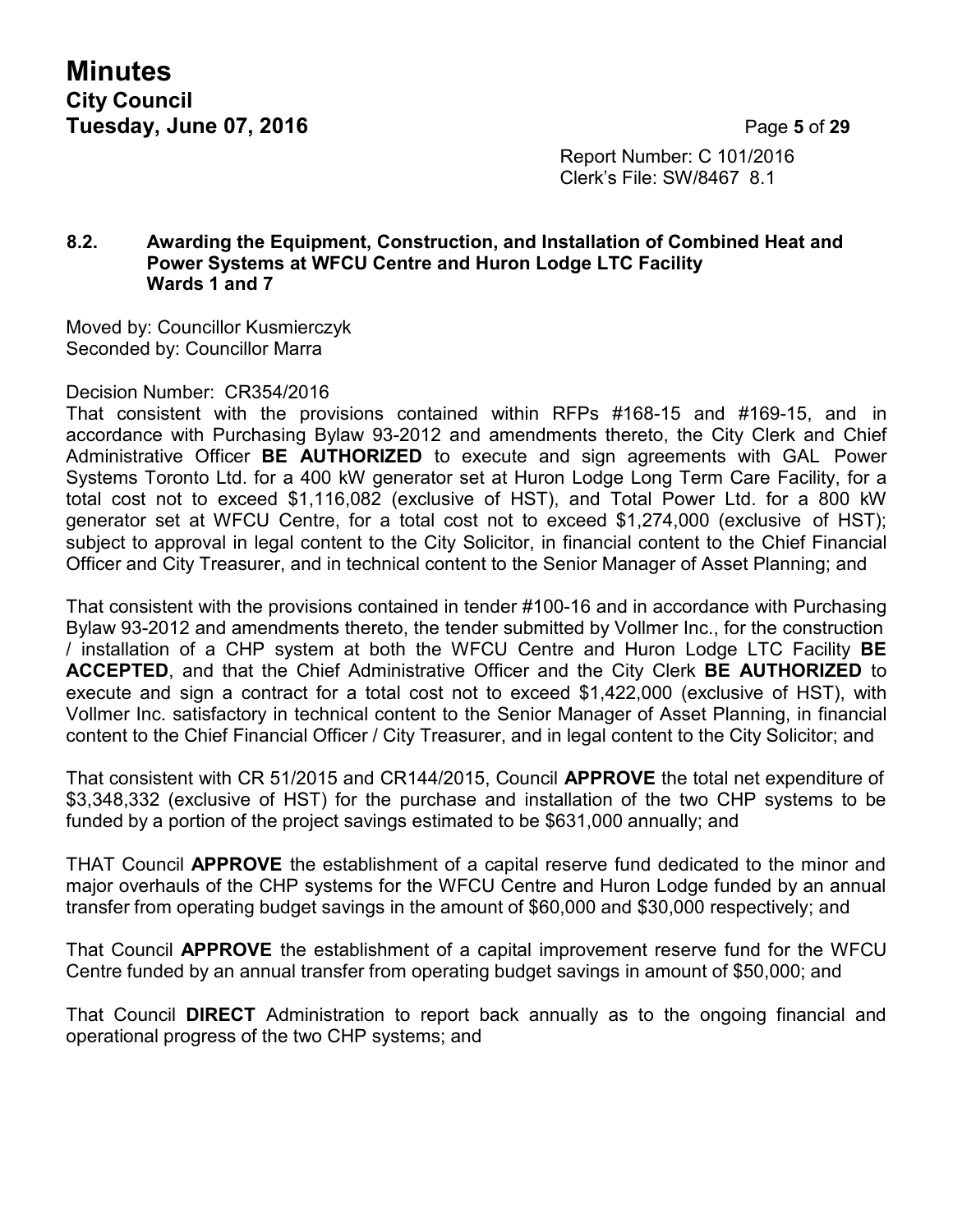Report Number: C 101/2016
Clerk's File: SW/8467 8.1

### 8.2. Awarding the Equipment, Construction, and Installation of Combined Heat and Power Systems at WFCU Centre and Huron Lodge LTC Facility Wards 1 and 7

Moved by: Councillor Kusmierczyk
Seconded by: Councillor Marra

Decision Number: CR354/2016
That consistent with the provisions contained within RFPs #168-15 and #169-15, and in accordance with Purchasing Bylaw 93-2012 and amendments thereto, the City Clerk and Chief Administrative Officer **BE AUTHORIZED** to execute and sign agreements with GAL Power Systems Toronto Ltd. for a 400 kW generator set at Huron Lodge Long Term Care Facility, for a total cost not to exceed $1,116,082 (exclusive of HST), and Total Power Ltd. for a 800 kW generator set at WFCU Centre, for a total cost not to exceed $1,274,000 (exclusive of HST); subject to approval in legal content to the City Solicitor, in financial content to the Chief Financial Officer and City Treasurer, and in technical content to the Senior Manager of Asset Planning; and

That consistent with the provisions contained in tender #100-16 and in accordance with Purchasing Bylaw 93-2012 and amendments thereto, the tender submitted by Vollmer Inc., for the construction / installation of a CHP system at both the WFCU Centre and Huron Lodge LTC Facility **BE ACCEPTED**, and that the Chief Administrative Officer and the City Clerk **BE AUTHORIZED** to execute and sign a contract for a total cost not to exceed $1,422,000 (exclusive of HST), with Vollmer Inc. satisfactory in technical content to the Senior Manager of Asset Planning, in financial content to the Chief Financial Officer / City Treasurer, and in legal content to the City Solicitor; and

That consistent with CR 51/2015 and CR144/2015, Council **APPROVE** the total net expenditure of $3,348,332 (exclusive of HST) for the purchase and installation of the two CHP systems to be funded by a portion of the project savings estimated to be $631,000 annually; and

THAT Council **APPROVE** the establishment of a capital reserve fund dedicated to the minor and major overhauls of the CHP systems for the WFCU Centre and Huron Lodge funded by an annual transfer from operating budget savings in the amount of $60,000 and $30,000 respectively; and

That Council **APPROVE** the establishment of a capital improvement reserve fund for the WFCU Centre funded by an annual transfer from operating budget savings in amount of $50,000; and

That Council **DIRECT** Administration to report back annually as to the ongoing financial and operational progress of the two CHP systems; and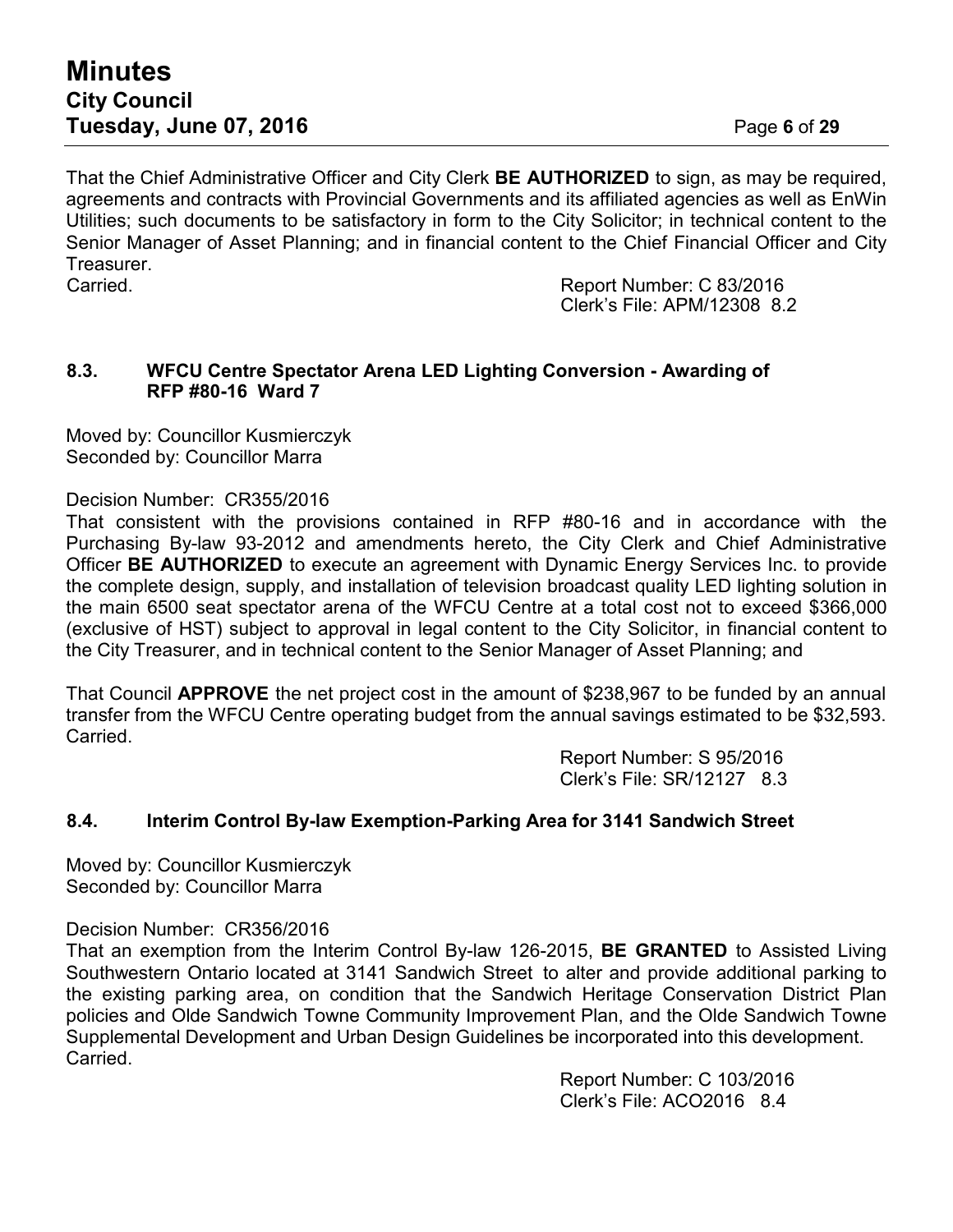That the Chief Administrative Officer and City Clerk **BE AUTHORIZED** to sign, as may be required, agreements and contracts with Provincial Governments and its affiliated agencies as well as EnWin Utilities; such documents to be satisfactory in form to the City Solicitor; in technical content to the Senior Manager of Asset Planning; and in financial content to the Chief Financial Officer and City Treasurer.

Carried.

Report Number: C 83/2016
Clerk's File: APM/12308 8.2

### 8.3. WFCU Centre Spectator Arena LED Lighting Conversion - Awarding of RFP #80-16 Ward 7

Moved by: Councillor Kusmierczyk
Seconded by: Councillor Marra

Decision Number: CR355/2016

That consistent with the provisions contained in RFP #80-16 and in accordance with the Purchasing By-law 93-2012 and amendments hereto, the City Clerk and Chief Administrative Officer **BE AUTHORIZED** to execute an agreement with Dynamic Energy Services Inc. to provide the complete design, supply, and installation of television broadcast quality LED lighting solution in the main 6500 seat spectator arena of the WFCU Centre at a total cost not to exceed $366,000 (exclusive of HST) subject to approval in legal content to the City Solicitor, in financial content to the City Treasurer, and in technical content to the Senior Manager of Asset Planning; and

That Council **APPROVE** the net project cost in the amount of $238,967 to be funded by an annual transfer from the WFCU Centre operating budget from the annual savings estimated to be $32,593.

Carried.

Report Number: S 95/2016
Clerk's File: SR/12127 8.3

### 8.4. Interim Control By-law Exemption-Parking Area for 3141 Sandwich Street

Moved by: Councillor Kusmierczyk
Seconded by: Councillor Marra

Decision Number: CR356/2016

That an exemption from the Interim Control By-law 126-2015, **BE GRANTED** to Assisted Living Southwestern Ontario located at 3141 Sandwich Street to alter and provide additional parking to the existing parking area, on condition that the Sandwich Heritage Conservation District Plan policies and Olde Sandwich Towne Community Improvement Plan, and the Olde Sandwich Towne Supplemental Development and Urban Design Guidelines be incorporated into this development.

Carried.

Report Number: C 103/2016
Clerk's File: ACO2016 8.4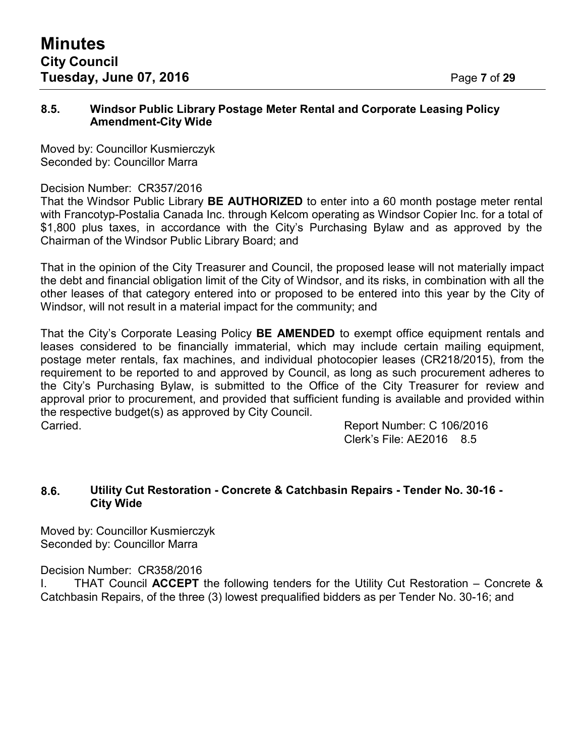### 8.5. Windsor Public Library Postage Meter Rental and Corporate Leasing Policy Amendment-City Wide

Moved by: Councillor Kusmierczyk
Seconded by: Councillor Marra

Decision Number: CR357/2016
That the Windsor Public Library **BE AUTHORIZED** to enter into a 60 month postage meter rental with Francotyp-Postalia Canada Inc. through Kelcom operating as Windsor Copier Inc. for a total of $1,800 plus taxes, in accordance with the City's Purchasing Bylaw and as approved by the Chairman of the Windsor Public Library Board; and

That in the opinion of the City Treasurer and Council, the proposed lease will not materially impact the debt and financial obligation limit of the City of Windsor, and its risks, in combination with all the other leases of that category entered into or proposed to be entered into this year by the City of Windsor, will not result in a material impact for the community; and

That the City's Corporate Leasing Policy **BE AMENDED** to exempt office equipment rentals and leases considered to be financially immaterial, which may include certain mailing equipment, postage meter rentals, fax machines, and individual photocopier leases (CR218/2015), from the requirement to be reported to and approved by Council, as long as such procurement adheres to the City's Purchasing Bylaw, is submitted to the Office of the City Treasurer for review and approval prior to procurement, and provided that sufficient funding is available and provided within the respective budget(s) as approved by City Council.
Carried.

Report Number: C 106/2016
Clerk's File: AE2016 8.5

### 8.6. Utility Cut Restoration - Concrete & Catchbasin Repairs - Tender No. 30-16 - City Wide

Moved by: Councillor Kusmierczyk
Seconded by: Councillor Marra

Decision Number: CR358/2016
I. THAT Council **ACCEPT** the following tenders for the Utility Cut Restoration – Concrete & Catchbasin Repairs, of the three (3) lowest prequalified bidders as per Tender No. 30-16; and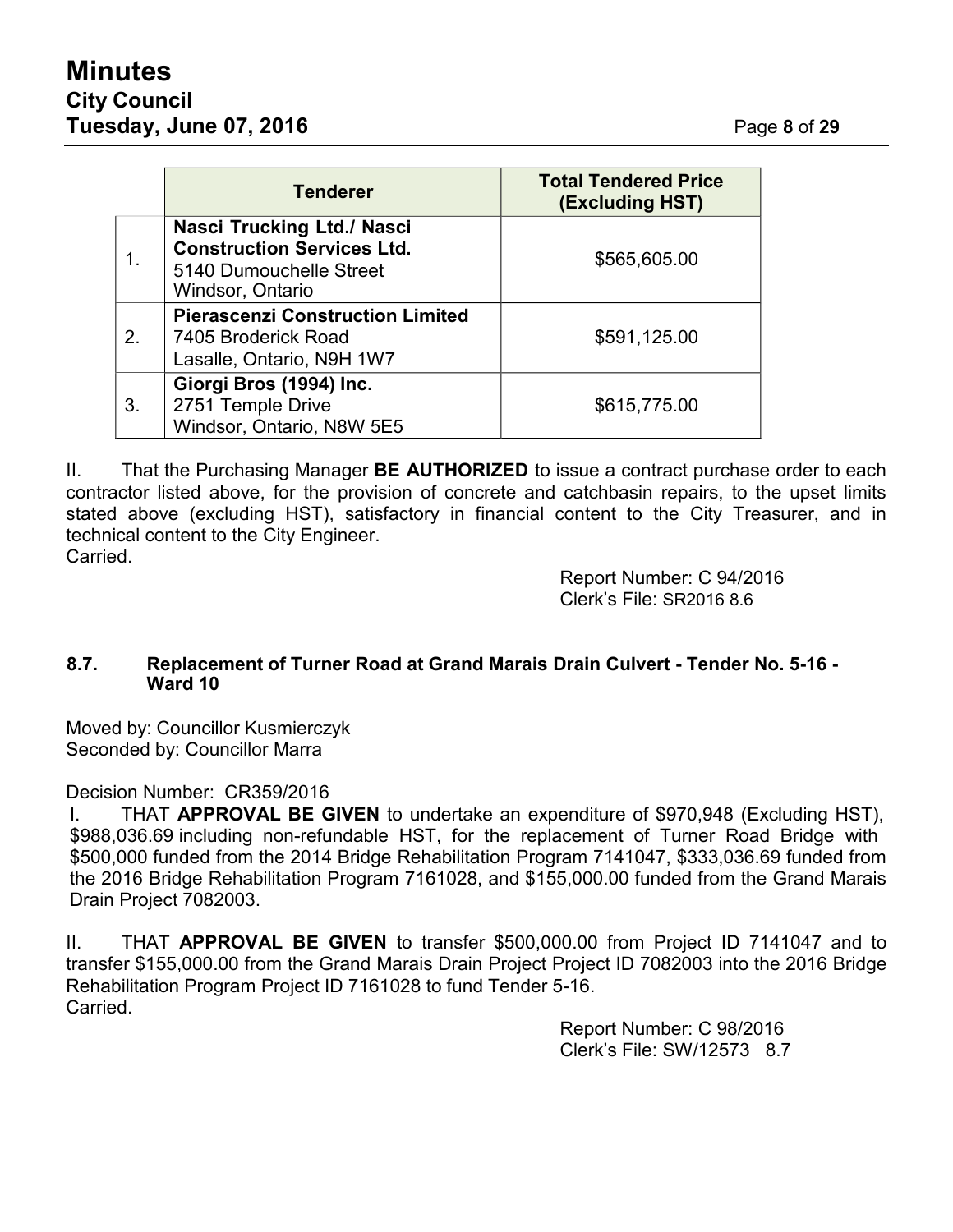| | Tenderer | Total Tendered Price (Excluding HST) |
|---|---|---|
| 1. | **Nasci Trucking Ltd./ Nasci Construction Services Ltd.** 5140 Dumouchelle Street Windsor, Ontario | $565,605.00 |
| 2. | **Pierascenzi Construction Limited** 7405 Broderick Road Lasalle, Ontario, N9H 1W7 | $591,125.00 |
| 3. | **Giorgi Bros (1994) Inc.** 2751 Temple Drive Windsor, Ontario, N8W 5E5 | $615,775.00 |

II. That the Purchasing Manager **BE AUTHORIZED** to issue a contract purchase order to each contractor listed above, for the provision of concrete and catchbasin repairs, to the upset limits stated above (excluding HST), satisfactory in financial content to the City Treasurer, and in technical content to the City Engineer.
Carried.

Report Number: C 94/2016
Clerk's File: SR2016 8.6

### 8.7. Replacement of Turner Road at Grand Marais Drain Culvert - Tender No. 5-16 - Ward 10

Moved by: Councillor Kusmierczyk
Seconded by: Councillor Marra

Decision Number: CR359/2016

I. THAT **APPROVAL BE GIVEN** to undertake an expenditure of $970,948 (Excluding HST), $988,036.69 including non-refundable HST, for the replacement of Turner Road Bridge with $500,000 funded from the 2014 Bridge Rehabilitation Program 7141047, $333,036.69 funded from the 2016 Bridge Rehabilitation Program 7161028, and $155,000.00 funded from the Grand Marais Drain Project 7082003.

II. THAT **APPROVAL BE GIVEN** to transfer $500,000.00 from Project ID 7141047 and to transfer $155,000.00 from the Grand Marais Drain Project Project ID 7082003 into the 2016 Bridge Rehabilitation Program Project ID 7161028 to fund Tender 5-16.
Carried.

Report Number: C 98/2016
Clerk's File: SW/12573 8.7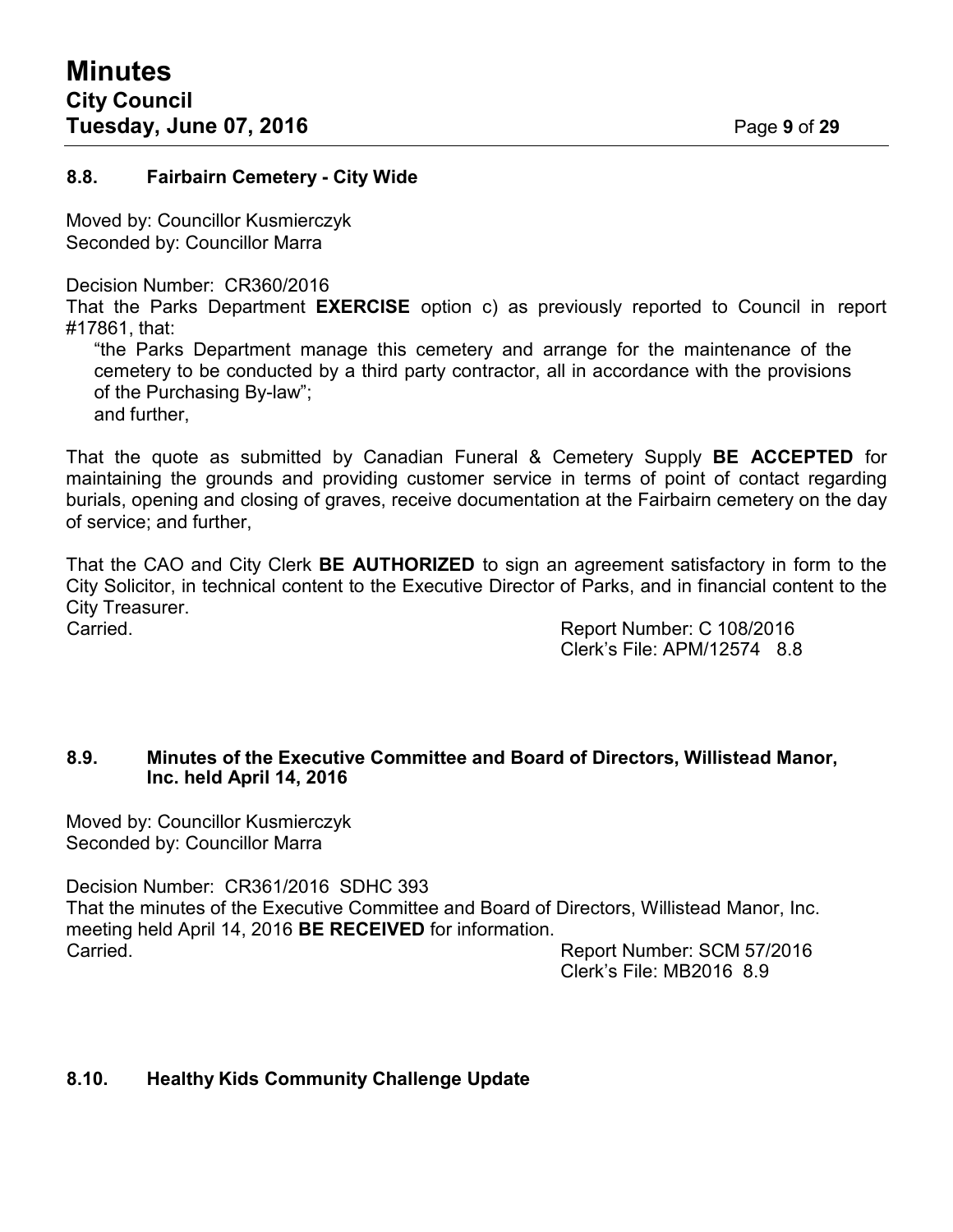### 8.8. Fairbairn Cemetery - City Wide

Moved by: Councillor Kusmierczyk
Seconded by: Councillor Marra

Decision Number: CR360/2016
That the Parks Department **EXERCISE** option c) as previously reported to Council in report #17861, that:

"the Parks Department manage this cemetery and arrange for the maintenance of the cemetery to be conducted by a third party contractor, all in accordance with the provisions of the Purchasing By-law";
and further,

That the quote as submitted by Canadian Funeral & Cemetery Supply **BE ACCEPTED** for maintaining the grounds and providing customer service in terms of point of contact regarding burials, opening and closing of graves, receive documentation at the Fairbairn cemetery on the day of service; and further,

That the CAO and City Clerk **BE AUTHORIZED** to sign an agreement satisfactory in form to the City Solicitor, in technical content to the Executive Director of Parks, and in financial content to the City Treasurer.
Carried.

Report Number: C 108/2016
Clerk's File: APM/12574 8.8

### 8.9. Minutes of the Executive Committee and Board of Directors, Willistead Manor, Inc. held April 14, 2016

Moved by: Councillor Kusmierczyk
Seconded by: Councillor Marra

Decision Number: CR361/2016 SDHC 393
That the minutes of the Executive Committee and Board of Directors, Willistead Manor, Inc. meeting held April 14, 2016 **BE RECEIVED** for information.
Carried.

Report Number: SCM 57/2016
Clerk's File: MB2016 8.9

### 8.10. Healthy Kids Community Challenge Update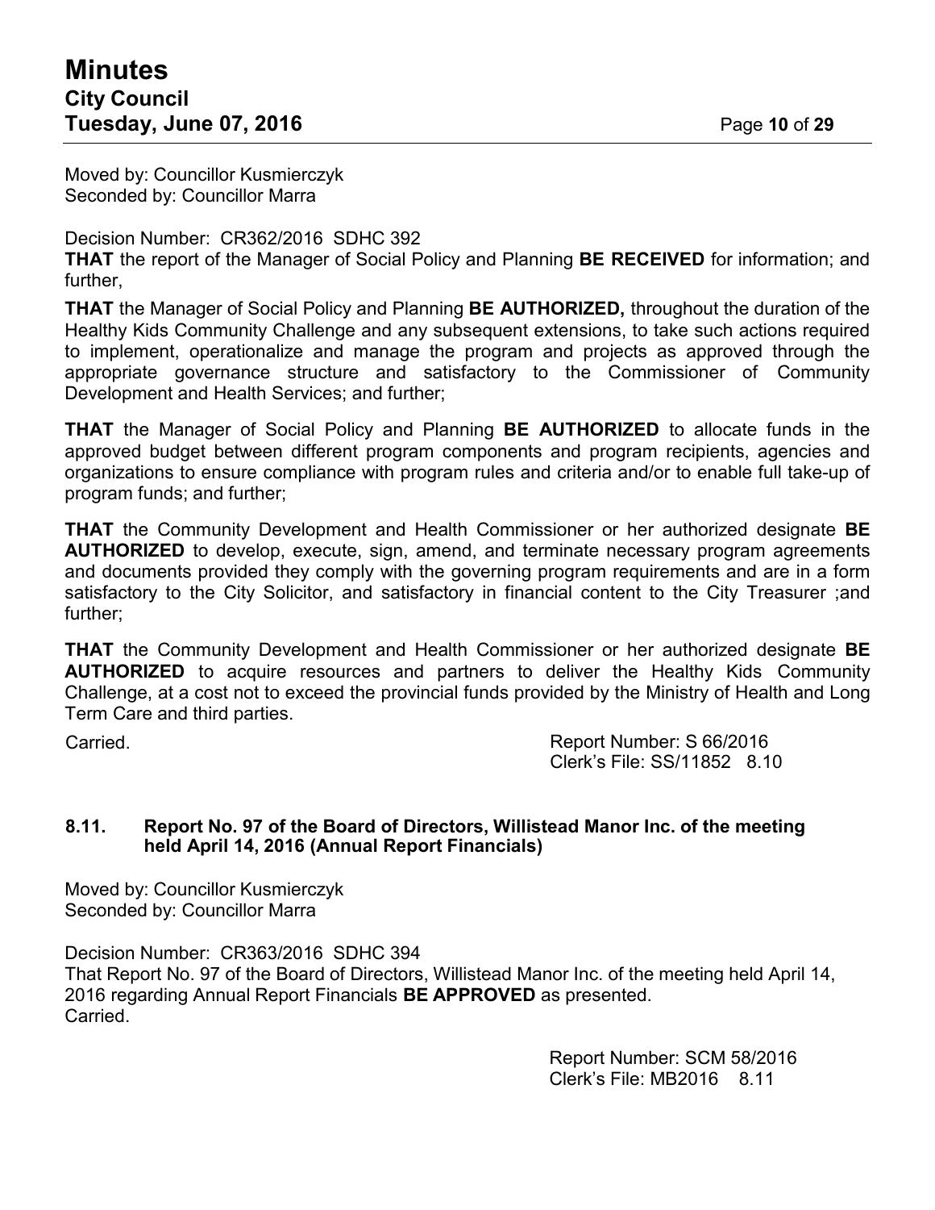Moved by: Councillor Kusmierczyk
Seconded by: Councillor Marra

Decision Number: CR362/2016 SDHC 392
**THAT** the report of the Manager of Social Policy and Planning **BE RECEIVED** for information; and further,

**THAT** the Manager of Social Policy and Planning **BE AUTHORIZED,** throughout the duration of the Healthy Kids Community Challenge and any subsequent extensions, to take such actions required to implement, operationalize and manage the program and projects as approved through the appropriate governance structure and satisfactory to the Commissioner of Community Development and Health Services; and further;

**THAT** the Manager of Social Policy and Planning **BE AUTHORIZED** to allocate funds in the approved budget between different program components and program recipients, agencies and organizations to ensure compliance with program rules and criteria and/or to enable full take-up of program funds; and further;

**THAT** the Community Development and Health Commissioner or her authorized designate **BE AUTHORIZED** to develop, execute, sign, amend, and terminate necessary program agreements and documents provided they comply with the governing program requirements and are in a form satisfactory to the City Solicitor, and satisfactory in financial content to the City Treasurer ;and further;

**THAT** the Community Development and Health Commissioner or her authorized designate **BE AUTHORIZED** to acquire resources and partners to deliver the Healthy Kids Community Challenge, at a cost not to exceed the provincial funds provided by the Ministry of Health and Long Term Care and third parties.

Carried.

Report Number: S 66/2016
Clerk's File: SS/11852 8.10

### 8.11. Report No. 97 of the Board of Directors, Willistead Manor Inc. of the meeting held April 14, 2016 (Annual Report Financials)

Moved by: Councillor Kusmierczyk
Seconded by: Councillor Marra

Decision Number: CR363/2016 SDHC 394
That Report No. 97 of the Board of Directors, Willistead Manor Inc. of the meeting held April 14, 2016 regarding Annual Report Financials **BE APPROVED** as presented.
Carried.

Report Number: SCM 58/2016
Clerk's File: MB2016 8.11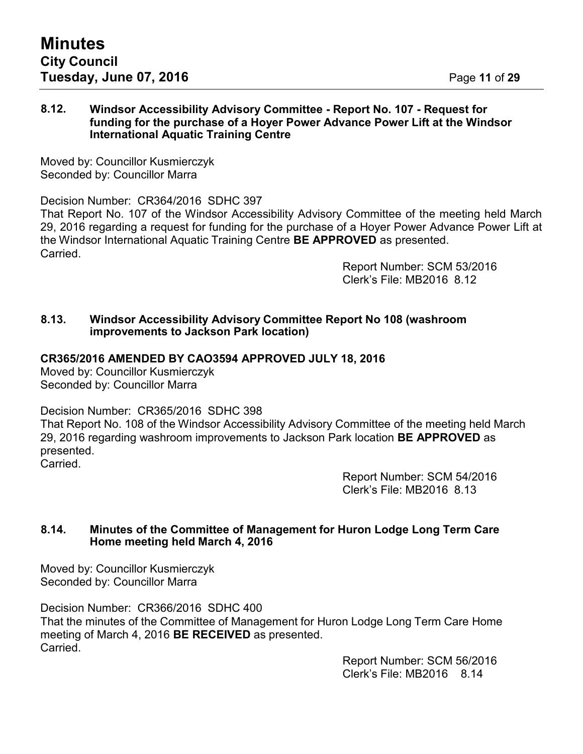### 8.12. Windsor Accessibility Advisory Committee - Report No. 107 - Request for funding for the purchase of a Hoyer Power Advance Power Lift at the Windsor International Aquatic Training Centre

Moved by: Councillor Kusmierczyk
Seconded by: Councillor Marra

Decision Number: CR364/2016 SDHC 397
That Report No. 107 of the Windsor Accessibility Advisory Committee of the meeting held March 29, 2016 regarding a request for funding for the purchase of a Hoyer Power Advance Power Lift at the Windsor International Aquatic Training Centre **BE APPROVED** as presented.
Carried.

Report Number: SCM 53/2016
Clerk's File: MB2016 8.12

### 8.13. Windsor Accessibility Advisory Committee Report No 108 (washroom improvements to Jackson Park location)

**CR365/2016 AMENDED BY CAO3594 APPROVED JULY 18, 2016**
Moved by: Councillor Kusmierczyk
Seconded by: Councillor Marra

Decision Number: CR365/2016 SDHC 398
That Report No. 108 of the Windsor Accessibility Advisory Committee of the meeting held March 29, 2016 regarding washroom improvements to Jackson Park location **BE APPROVED** as presented.
Carried.

Report Number: SCM 54/2016
Clerk's File: MB2016 8.13

### 8.14. Minutes of the Committee of Management for Huron Lodge Long Term Care Home meeting held March 4, 2016

Moved by: Councillor Kusmierczyk
Seconded by: Councillor Marra

Decision Number: CR366/2016 SDHC 400
That the minutes of the Committee of Management for Huron Lodge Long Term Care Home meeting of March 4, 2016 **BE RECEIVED** as presented.
Carried.

Report Number: SCM 56/2016
Clerk's File: MB2016 8.14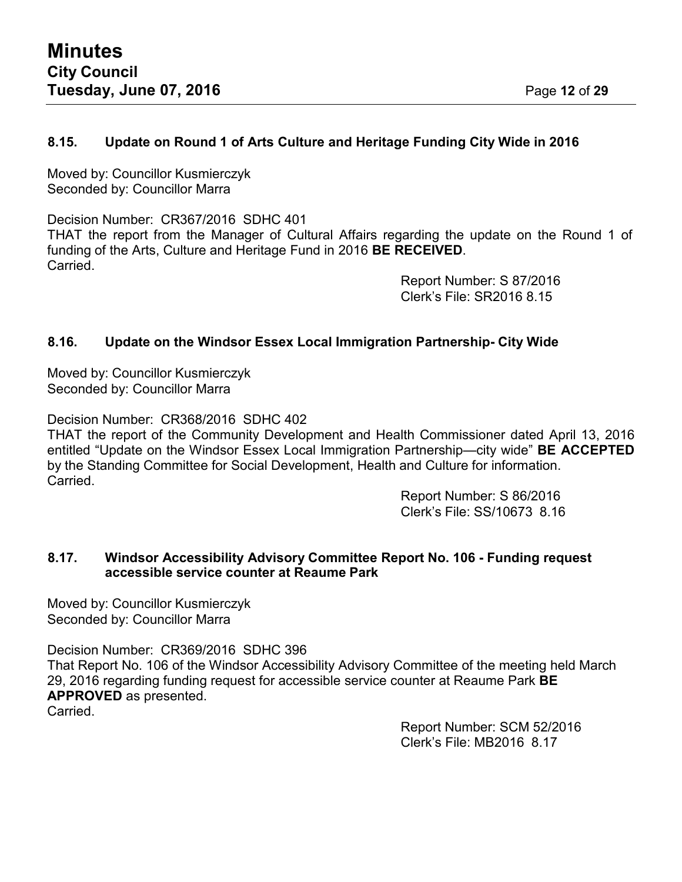### 8.15. Update on Round 1 of Arts Culture and Heritage Funding City Wide in 2016

Moved by: Councillor Kusmierczyk
Seconded by: Councillor Marra

Decision Number: CR367/2016 SDHC 401
THAT the report from the Manager of Cultural Affairs regarding the update on the Round 1 of funding of the Arts, Culture and Heritage Fund in 2016 **BE RECEIVED**.
Carried.

Report Number: S 87/2016
Clerk's File: SR2016 8.15

### 8.16. Update on the Windsor Essex Local Immigration Partnership- City Wide

Moved by: Councillor Kusmierczyk
Seconded by: Councillor Marra

Decision Number: CR368/2016 SDHC 402
THAT the report of the Community Development and Health Commissioner dated April 13, 2016 entitled "Update on the Windsor Essex Local Immigration Partnership—city wide" **BE ACCEPTED** by the Standing Committee for Social Development, Health and Culture for information.
Carried.

Report Number: S 86/2016
Clerk's File: SS/10673 8.16

### 8.17. Windsor Accessibility Advisory Committee Report No. 106 - Funding request accessible service counter at Reaume Park

Moved by: Councillor Kusmierczyk
Seconded by: Councillor Marra

Decision Number: CR369/2016 SDHC 396
That Report No. 106 of the Windsor Accessibility Advisory Committee of the meeting held March 29, 2016 regarding funding request for accessible service counter at Reaume Park **BE APPROVED** as presented.
Carried.

Report Number: SCM 52/2016
Clerk's File: MB2016 8.17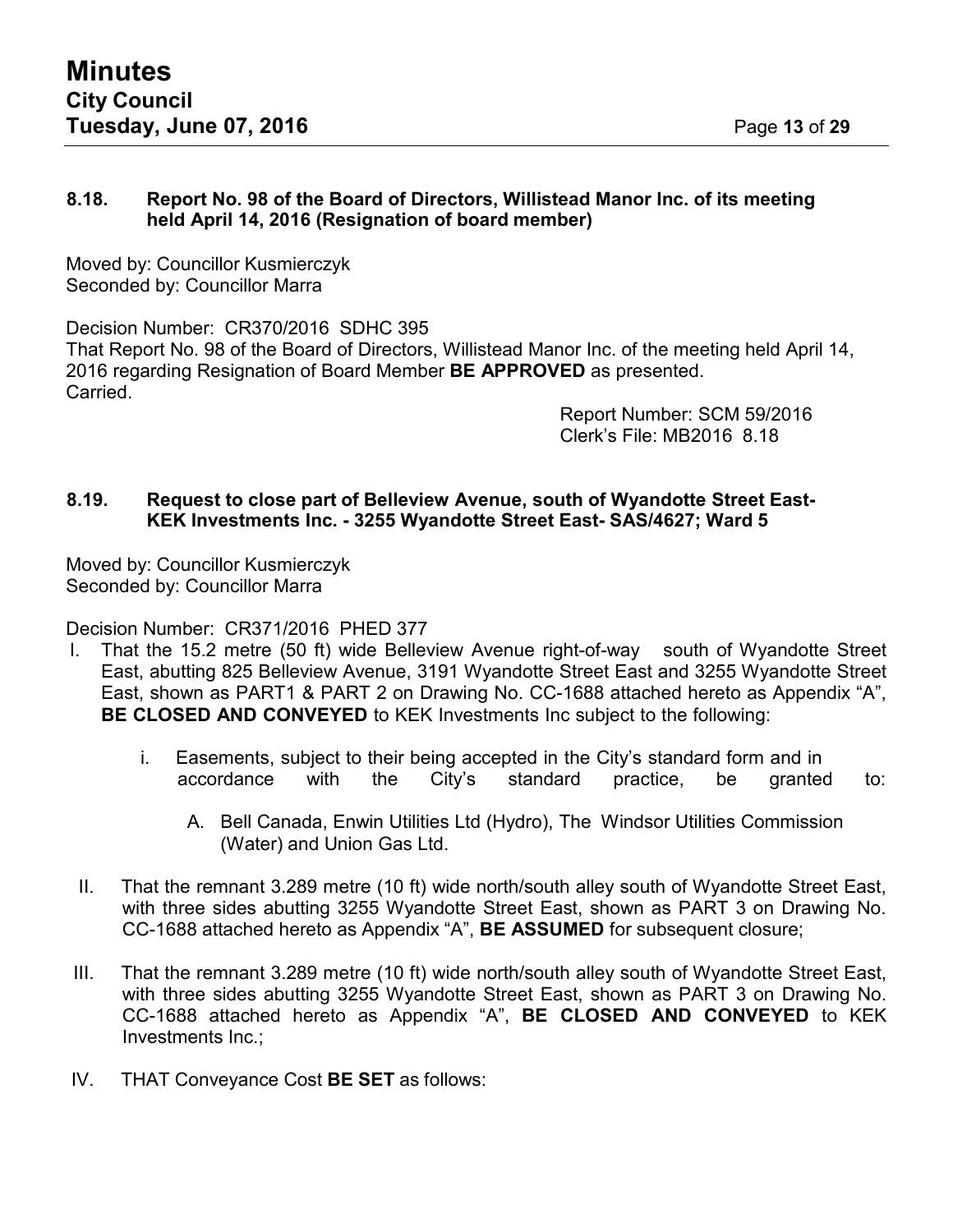### 8.18. Report No. 98 of the Board of Directors, Willistead Manor Inc. of its meeting held April 14, 2016 (Resignation of board member)

Moved by: Councillor Kusmierczyk
Seconded by: Councillor Marra

Decision Number: CR370/2016 SDHC 395
That Report No. 98 of the Board of Directors, Willistead Manor Inc. of the meeting held April 14, 2016 regarding Resignation of Board Member **BE APPROVED** as presented.
Carried.

Report Number: SCM 59/2016
Clerk's File: MB2016 8.18

### 8.19. Request to close part of Belleview Avenue, south of Wyandotte Street East- KEK Investments Inc. - 3255 Wyandotte Street East- SAS/4627; Ward 5

Moved by: Councillor Kusmierczyk
Seconded by: Councillor Marra

Decision Number: CR371/2016 PHED 377

I. That the 15.2 metre (50 ft) wide Belleview Avenue right-of-way south of Wyandotte Street East, abutting 825 Belleview Avenue, 3191 Wyandotte Street East and 3255 Wyandotte Street East, shown as PART1 & PART 2 on Drawing No. CC-1688 attached hereto as Appendix "A", **BE CLOSED AND CONVEYED** to KEK Investments Inc subject to the following:

   i. Easements, subject to their being accepted in the City's standard form and in accordance with the City's standard practice, be granted to:

      A. Bell Canada, Enwin Utilities Ltd (Hydro), The Windsor Utilities Commission (Water) and Union Gas Ltd.

II. That the remnant 3.289 metre (10 ft) wide north/south alley south of Wyandotte Street East, with three sides abutting 3255 Wyandotte Street East, shown as PART 3 on Drawing No. CC-1688 attached hereto as Appendix "A", **BE ASSUMED** for subsequent closure;

III. That the remnant 3.289 metre (10 ft) wide north/south alley south of Wyandotte Street East, with three sides abutting 3255 Wyandotte Street East, shown as PART 3 on Drawing No. CC-1688 attached hereto as Appendix "A", **BE CLOSED AND CONVEYED** to KEK Investments Inc.;

IV. THAT Conveyance Cost **BE SET** as follows: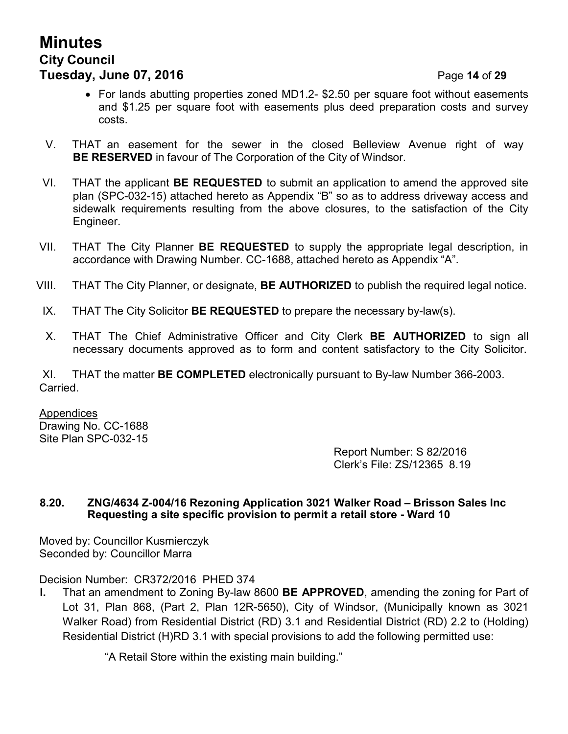- For lands abutting properties zoned MD1.2- $2.50 per square foot without easements and $1.25 per square foot with easements plus deed preparation costs and survey costs.

V. THAT an easement for the sewer in the closed Belleview Avenue right of way **BE RESERVED** in favour of The Corporation of the City of Windsor.

VI. THAT the applicant **BE REQUESTED** to submit an application to amend the approved site plan (SPC-032-15) attached hereto as Appendix "B" so as to address driveway access and sidewalk requirements resulting from the above closures, to the satisfaction of the City Engineer.

VII. THAT The City Planner **BE REQUESTED** to supply the appropriate legal description, in accordance with Drawing Number. CC-1688, attached hereto as Appendix "A".

VIII. THAT The City Planner, or designate, **BE AUTHORIZED** to publish the required legal notice.

IX. THAT The City Solicitor **BE REQUESTED** to prepare the necessary by-law(s).

X. THAT The Chief Administrative Officer and City Clerk **BE AUTHORIZED** to sign all necessary documents approved as to form and content satisfactory to the City Solicitor.

XI. THAT the matter **BE COMPLETED** electronically pursuant to By-law Number 366-2003.

Carried.

Appendices
Drawing No. CC-1688
Site Plan SPC-032-15

Report Number: S 82/2016
Clerk's File: ZS/12365 8.19

### 8.20. ZNG/4634 Z-004/16 Rezoning Application 3021 Walker Road – Brisson Sales Inc Requesting a site specific provision to permit a retail store - Ward 10

Moved by: Councillor Kusmierczyk
Seconded by: Councillor Marra

Decision Number: CR372/2016 PHED 374

**I.** That an amendment to Zoning By-law 8600 **BE APPROVED**, amending the zoning for Part of Lot 31, Plan 868, (Part 2, Plan 12R-5650), City of Windsor, (Municipally known as 3021 Walker Road) from Residential District (RD) 3.1 and Residential District (RD) 2.2 to (Holding) Residential District (H)RD 3.1 with special provisions to add the following permitted use:

"A Retail Store within the existing main building."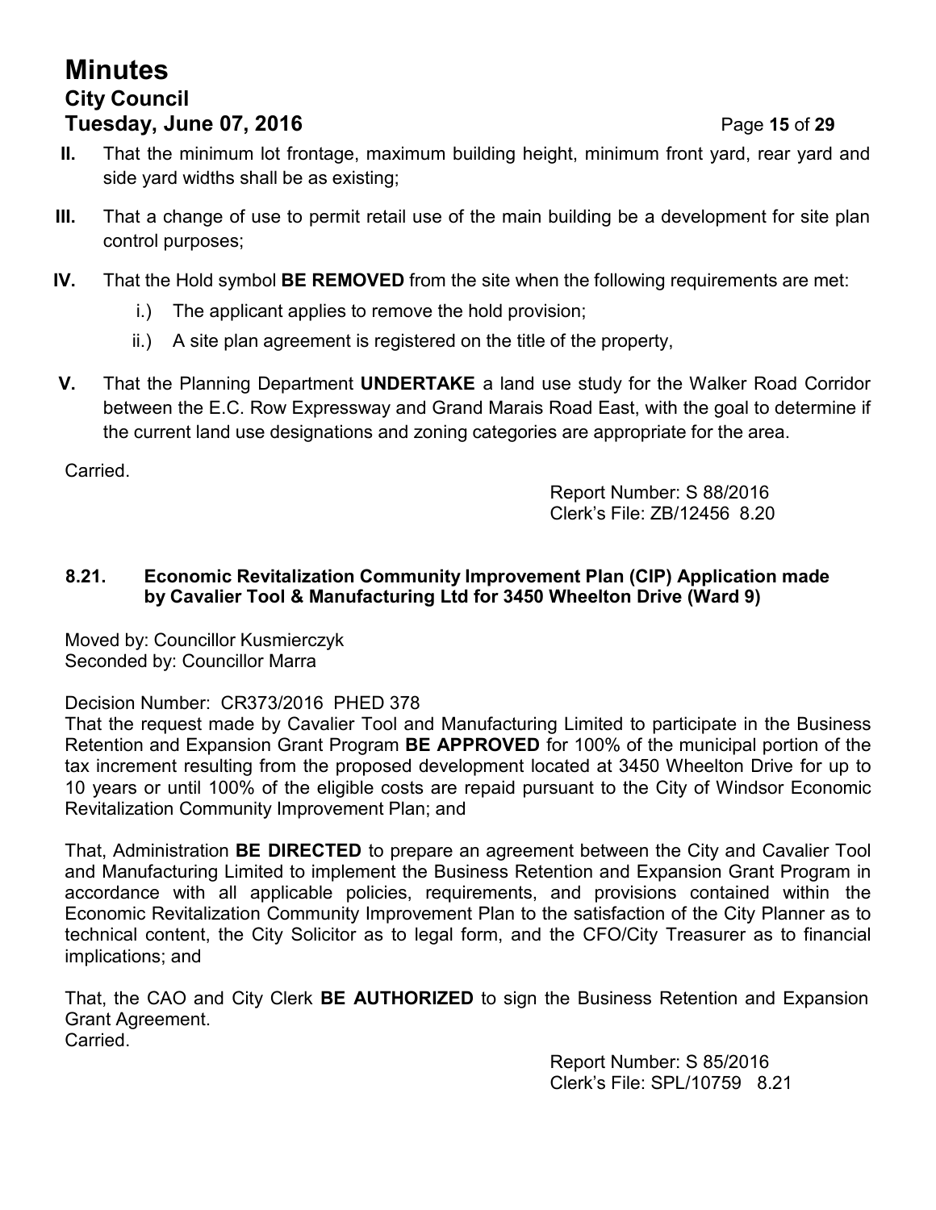**II.** That the minimum lot frontage, maximum building height, minimum front yard, rear yard and side yard widths shall be as existing;

**III.** That a change of use to permit retail use of the main building be a development for site plan control purposes;

**IV.** That the Hold symbol **BE REMOVED** from the site when the following requirements are met:

i.) The applicant applies to remove the hold provision;

ii.) A site plan agreement is registered on the title of the property,

**V.** That the Planning Department **UNDERTAKE** a land use study for the Walker Road Corridor between the E.C. Row Expressway and Grand Marais Road East, with the goal to determine if the current land use designations and zoning categories are appropriate for the area.

Carried.

Report Number: S 88/2016
Clerk's File: ZB/12456 8.20

### 8.21. Economic Revitalization Community Improvement Plan (CIP) Application made by Cavalier Tool & Manufacturing Ltd for 3450 Wheelton Drive (Ward 9)

Moved by: Councillor Kusmierczyk
Seconded by: Councillor Marra

Decision Number: CR373/2016 PHED 378
That the request made by Cavalier Tool and Manufacturing Limited to participate in the Business Retention and Expansion Grant Program **BE APPROVED** for 100% of the municipal portion of the tax increment resulting from the proposed development located at 3450 Wheelton Drive for up to 10 years or until 100% of the eligible costs are repaid pursuant to the City of Windsor Economic Revitalization Community Improvement Plan; and

That, Administration **BE DIRECTED** to prepare an agreement between the City and Cavalier Tool and Manufacturing Limited to implement the Business Retention and Expansion Grant Program in accordance with all applicable policies, requirements, and provisions contained within the Economic Revitalization Community Improvement Plan to the satisfaction of the City Planner as to technical content, the City Solicitor as to legal form, and the CFO/City Treasurer as to financial implications; and

That, the CAO and City Clerk **BE AUTHORIZED** to sign the Business Retention and Expansion Grant Agreement.
Carried.

Report Number: S 85/2016
Clerk's File: SPL/10759 8.21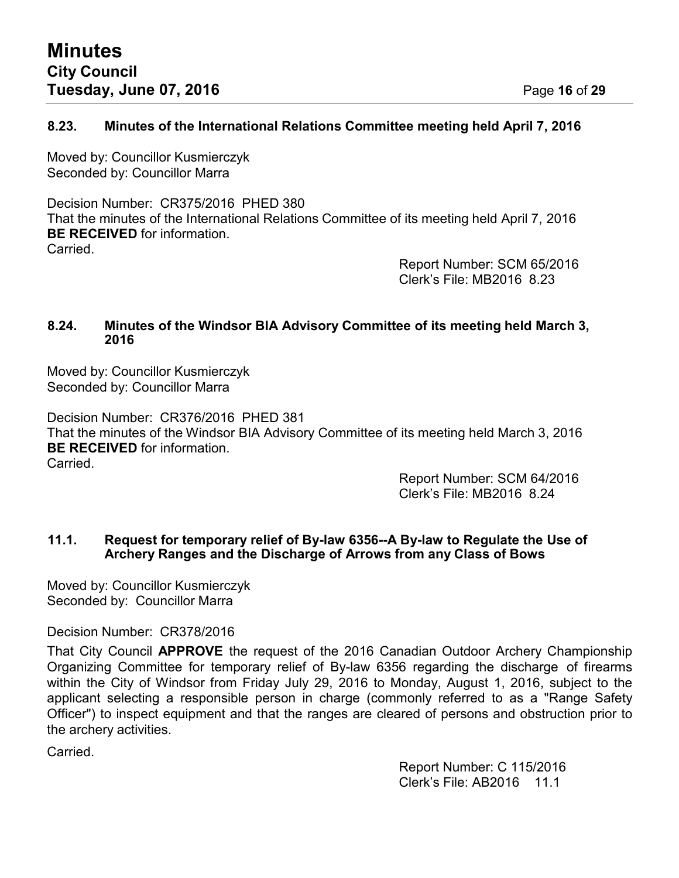### 8.23. Minutes of the International Relations Committee meeting held April 7, 2016

Moved by: Councillor Kusmierczyk
Seconded by: Councillor Marra

Decision Number: CR375/2016 PHED 380
That the minutes of the International Relations Committee of its meeting held April 7, 2016 **BE RECEIVED** for information.
Carried.

Report Number: SCM 65/2016
Clerk's File: MB2016 8.23

### 8.24. Minutes of the Windsor BIA Advisory Committee of its meeting held March 3, 2016

Moved by: Councillor Kusmierczyk
Seconded by: Councillor Marra

Decision Number: CR376/2016 PHED 381
That the minutes of the Windsor BIA Advisory Committee of its meeting held March 3, 2016 **BE RECEIVED** for information.
Carried.

Report Number: SCM 64/2016
Clerk's File: MB2016 8.24

### 11.1. Request for temporary relief of By-law 6356--A By-law to Regulate the Use of Archery Ranges and the Discharge of Arrows from any Class of Bows

Moved by: Councillor Kusmierczyk
Seconded by: Councillor Marra

Decision Number: CR378/2016

That City Council **APPROVE** the request of the 2016 Canadian Outdoor Archery Championship Organizing Committee for temporary relief of By-law 6356 regarding the discharge of firearms within the City of Windsor from Friday July 29, 2016 to Monday, August 1, 2016, subject to the applicant selecting a responsible person in charge (commonly referred to as a "Range Safety Officer") to inspect equipment and that the ranges are cleared of persons and obstruction prior to the archery activities.

Carried.

Report Number: C 115/2016
Clerk's File: AB2016 11.1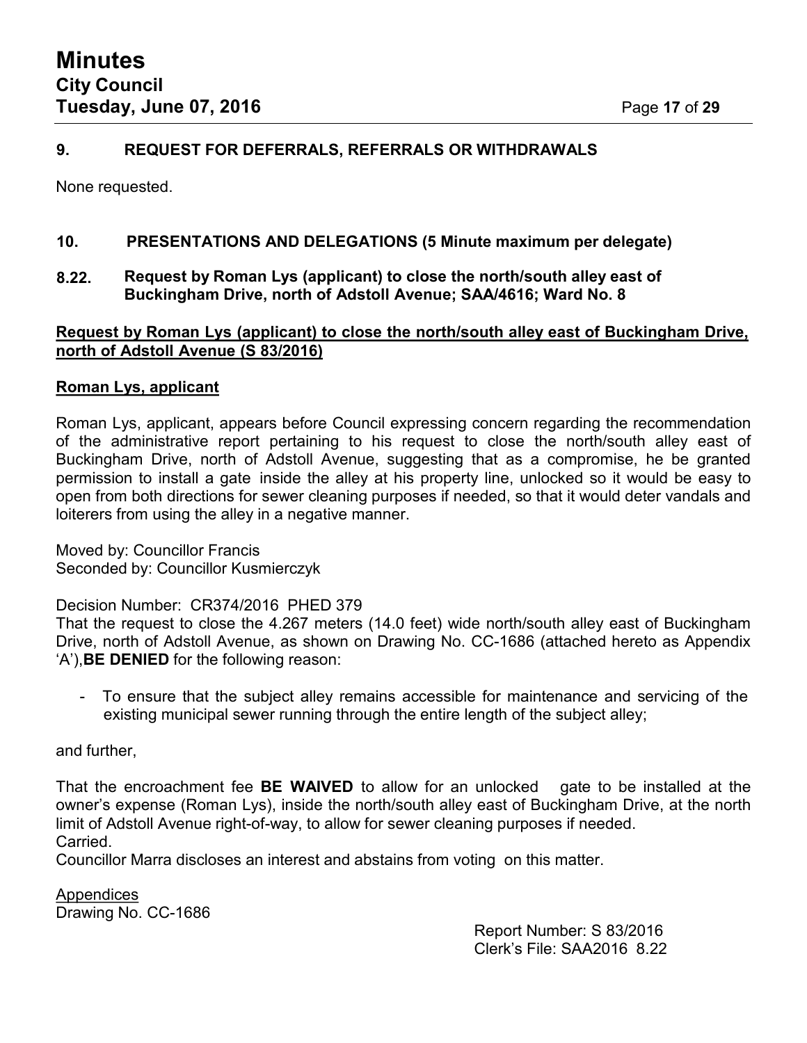## 9. REQUEST FOR DEFERRALS, REFERRALS OR WITHDRAWALS

None requested.

## 10. PRESENTATIONS AND DELEGATIONS (5 Minute maximum per delegate)

### 8.22. Request by Roman Lys (applicant) to close the north/south alley east of Buckingham Drive, north of Adstoll Avenue; SAA/4616; Ward No. 8

**Request by Roman Lys (applicant) to close the north/south alley east of Buckingham Drive, north of Adstoll Avenue (S 83/2016)**

**Roman Lys, applicant**

Roman Lys, applicant, appears before Council expressing concern regarding the recommendation of the administrative report pertaining to his request to close the north/south alley east of Buckingham Drive, north of Adstoll Avenue, suggesting that as a compromise, he be granted permission to install a gate inside the alley at his property line, unlocked so it would be easy to open from both directions for sewer cleaning purposes if needed, so that it would deter vandals and loiterers from using the alley in a negative manner.

Moved by: Councillor Francis
Seconded by: Councillor Kusmierczyk

Decision Number: CR374/2016 PHED 379
That the request to close the 4.267 meters (14.0 feet) wide north/south alley east of Buckingham Drive, north of Adstoll Avenue, as shown on Drawing No. CC-1686 (attached hereto as Appendix 'A'), **BE DENIED** for the following reason:

- To ensure that the subject alley remains accessible for maintenance and servicing of the existing municipal sewer running through the entire length of the subject alley;

and further,

That the encroachment fee **BE WAIVED** to allow for an unlocked gate to be installed at the owner's expense (Roman Lys), inside the north/south alley east of Buckingham Drive, at the north limit of Adstoll Avenue right-of-way, to allow for sewer cleaning purposes if needed.
Carried.
Councillor Marra discloses an interest and abstains from voting on this matter.

Appendices
Drawing No. CC-1686

Report Number: S 83/2016
Clerk's File: SAA2016 8.22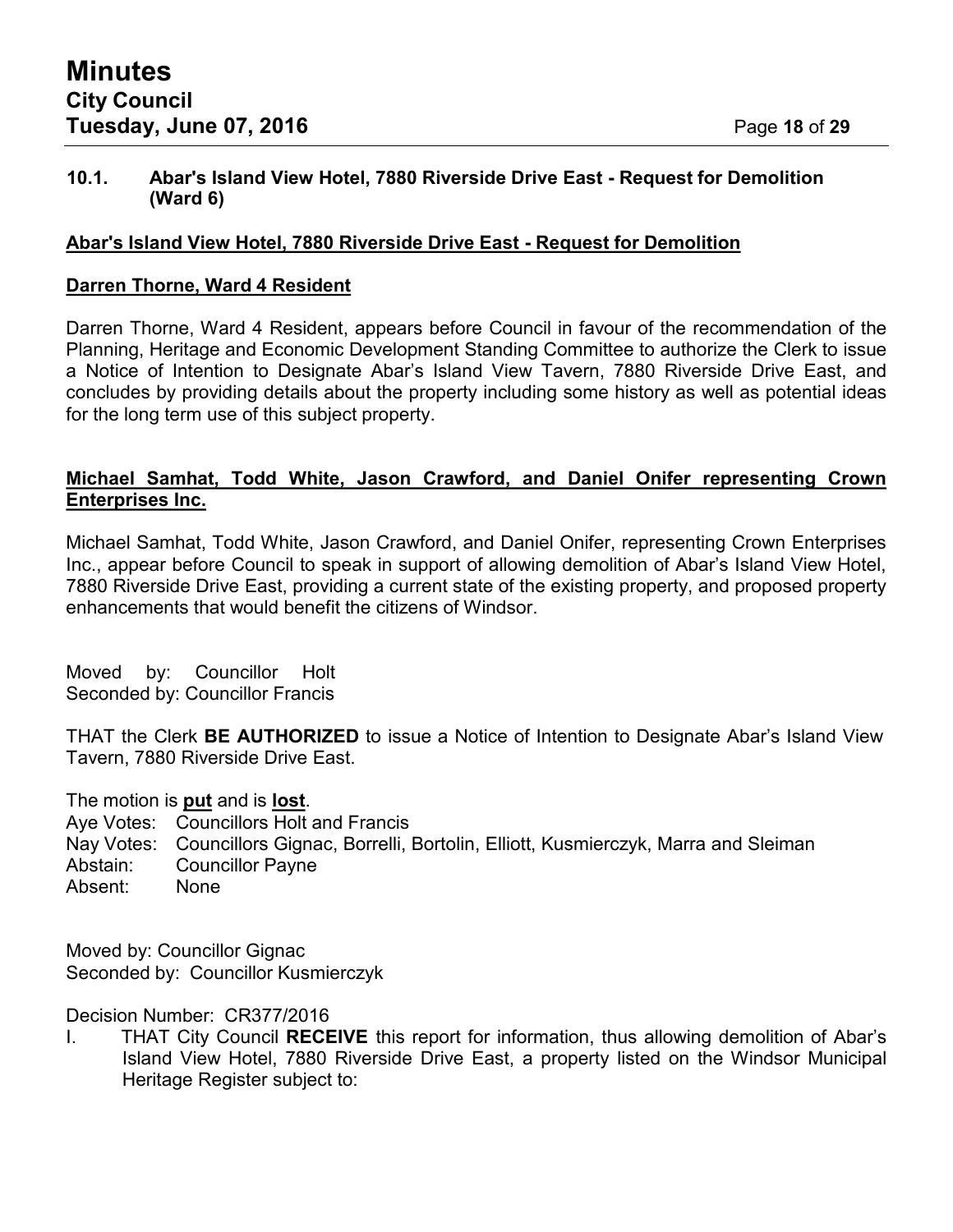### 10.1. Abar's Island View Hotel, 7880 Riverside Drive East - Request for Demolition (Ward 6)

**Abar's Island View Hotel, 7880 Riverside Drive East - Request for Demolition**

**Darren Thorne, Ward 4 Resident**

Darren Thorne, Ward 4 Resident, appears before Council in favour of the recommendation of the Planning, Heritage and Economic Development Standing Committee to authorize the Clerk to issue a Notice of Intention to Designate Abar's Island View Tavern, 7880 Riverside Drive East, and concludes by providing details about the property including some history as well as potential ideas for the long term use of this subject property.

**Michael Samhat, Todd White, Jason Crawford, and Daniel Onifer representing Crown Enterprises Inc.**

Michael Samhat, Todd White, Jason Crawford, and Daniel Onifer, representing Crown Enterprises Inc., appear before Council to speak in support of allowing demolition of Abar's Island View Hotel, 7880 Riverside Drive East, providing a current state of the existing property, and proposed property enhancements that would benefit the citizens of Windsor.

Moved by: Councillor Holt
Seconded by: Councillor Francis

THAT the Clerk **BE AUTHORIZED** to issue a Notice of Intention to Designate Abar's Island View Tavern, 7880 Riverside Drive East.

The motion is **put** and is **lost**.
Aye Votes: Councillors Holt and Francis
Nay Votes: Councillors Gignac, Borrelli, Bortolin, Elliott, Kusmierczyk, Marra and Sleiman
Abstain: Councillor Payne
Absent: None

Moved by: Councillor Gignac
Seconded by: Councillor Kusmierczyk

Decision Number: CR377/2016

I. THAT City Council **RECEIVE** this report for information, thus allowing demolition of Abar's Island View Hotel, 7880 Riverside Drive East, a property listed on the Windsor Municipal Heritage Register subject to: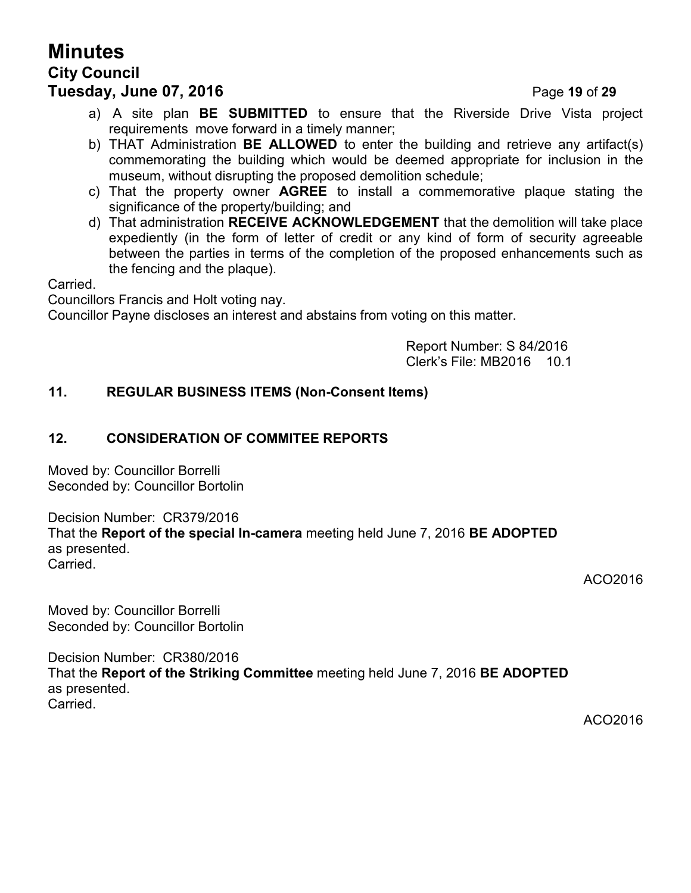a) A site plan **BE SUBMITTED** to ensure that the Riverside Drive Vista project requirements move forward in a timely manner;
b) THAT Administration **BE ALLOWED** to enter the building and retrieve any artifact(s) commemorating the building which would be deemed appropriate for inclusion in the museum, without disrupting the proposed demolition schedule;
c) That the property owner **AGREE** to install a commemorative plaque stating the significance of the property/building; and
d) That administration **RECEIVE ACKNOWLEDGEMENT** that the demolition will take place expediently (in the form of letter of credit or any kind of form of security agreeable between the parties in terms of the completion of the proposed enhancements such as the fencing and the plaque).

Carried.
Councillors Francis and Holt voting nay.
Councillor Payne discloses an interest and abstains from voting on this matter.

Report Number: S 84/2016
Clerk's File: MB2016 10.1

## 11. REGULAR BUSINESS ITEMS (Non-Consent Items)

## 12. CONSIDERATION OF COMMITEE REPORTS

Moved by: Councillor Borrelli
Seconded by: Councillor Bortolin

Decision Number: CR379/2016
That the **Report of the special In-camera** meeting held June 7, 2016 **BE ADOPTED** as presented.
Carried.

ACO2016

Moved by: Councillor Borrelli
Seconded by: Councillor Bortolin

Decision Number: CR380/2016
That the **Report of the Striking Committee** meeting held June 7, 2016 **BE ADOPTED** as presented.
Carried.

ACO2016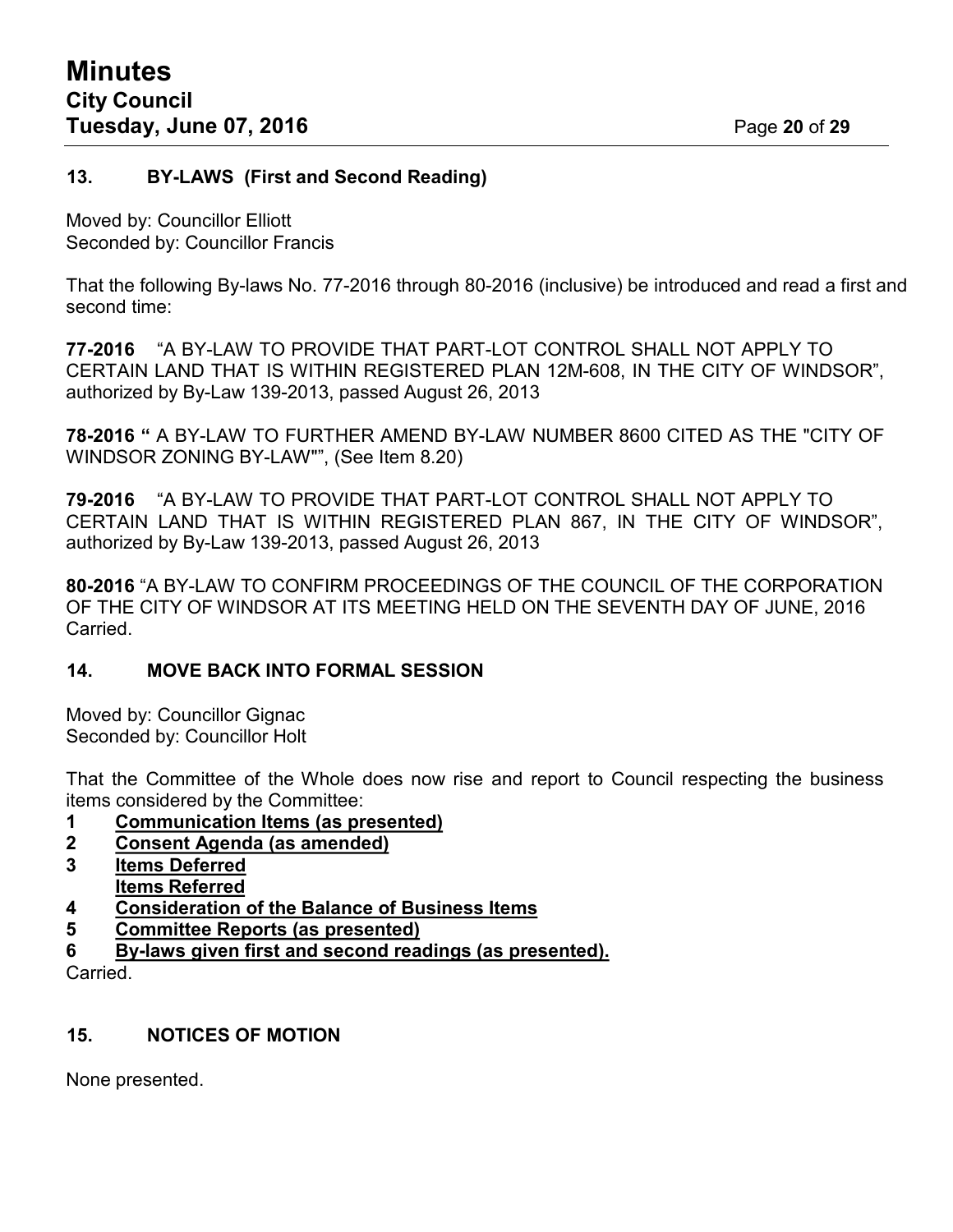## 13. BY-LAWS (First and Second Reading)

Moved by: Councillor Elliott
Seconded by: Councillor Francis

That the following By-laws No. 77-2016 through 80-2016 (inclusive) be introduced and read a first and second time:

**77-2016** "A BY-LAW TO PROVIDE THAT PART-LOT CONTROL SHALL NOT APPLY TO CERTAIN LAND THAT IS WITHIN REGISTERED PLAN 12M-608, IN THE CITY OF WINDSOR", authorized by By-Law 139-2013, passed August 26, 2013

**78-2016 "** A BY-LAW TO FURTHER AMEND BY-LAW NUMBER 8600 CITED AS THE "CITY OF WINDSOR ZONING BY-LAW"", (See Item 8.20)

**79-2016** "A BY-LAW TO PROVIDE THAT PART-LOT CONTROL SHALL NOT APPLY TO CERTAIN LAND THAT IS WITHIN REGISTERED PLAN 867, IN THE CITY OF WINDSOR", authorized by By-Law 139-2013, passed August 26, 2013

**80-2016** "A BY-LAW TO CONFIRM PROCEEDINGS OF THE COUNCIL OF THE CORPORATION OF THE CITY OF WINDSOR AT ITS MEETING HELD ON THE SEVENTH DAY OF JUNE, 2016
Carried.

## 14. MOVE BACK INTO FORMAL SESSION

Moved by: Councillor Gignac
Seconded by: Councillor Holt

That the Committee of the Whole does now rise and report to Council respecting the business items considered by the Committee:

1 **Communication Items (as presented)**
2 **Consent Agenda (as amended)**
3 **Items Deferred**
**Items Referred**
4 **Consideration of the Balance of Business Items**
5 **Committee Reports (as presented)**
6 **By-laws given first and second readings (as presented).**

Carried.

## 15. NOTICES OF MOTION

None presented.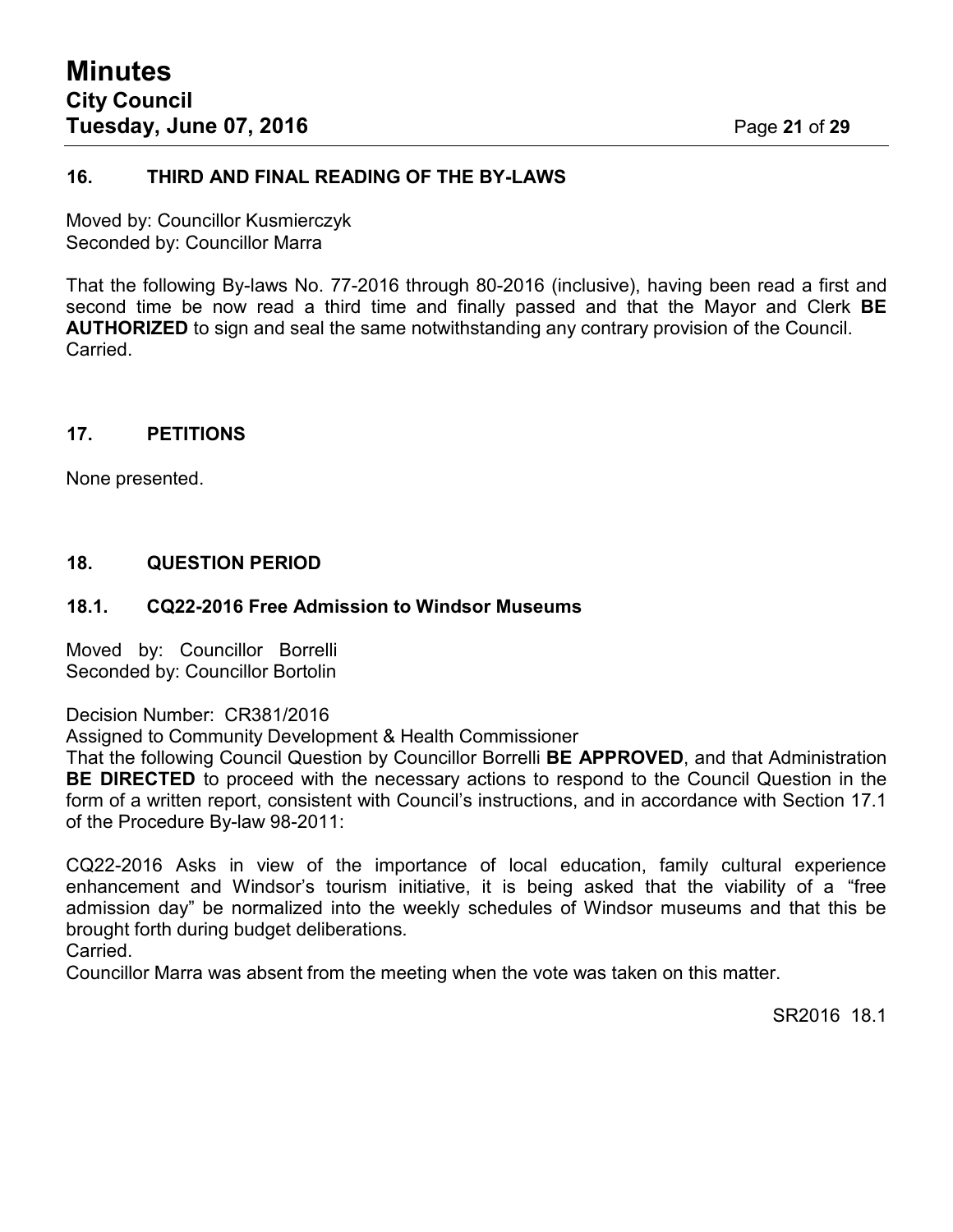## 16. THIRD AND FINAL READING OF THE BY-LAWS

Moved by: Councillor Kusmierczyk
Seconded by: Councillor Marra

That the following By-laws No. 77-2016 through 80-2016 (inclusive), having been read a first and second time be now read a third time and finally passed and that the Mayor and Clerk **BE AUTHORIZED** to sign and seal the same notwithstanding any contrary provision of the Council.
Carried.

## 17. PETITIONS

None presented.

## 18. QUESTION PERIOD

### 18.1. CQ22-2016 Free Admission to Windsor Museums

Moved by: Councillor Borrelli
Seconded by: Councillor Bortolin

Decision Number: CR381/2016
Assigned to Community Development & Health Commissioner
That the following Council Question by Councillor Borrelli **BE APPROVED**, and that Administration **BE DIRECTED** to proceed with the necessary actions to respond to the Council Question in the form of a written report, consistent with Council's instructions, and in accordance with Section 17.1 of the Procedure By-law 98-2011:

CQ22-2016 Asks in view of the importance of local education, family cultural experience enhancement and Windsor's tourism initiative, it is being asked that the viability of a "free admission day" be normalized into the weekly schedules of Windsor museums and that this be brought forth during budget deliberations.
Carried.
Councillor Marra was absent from the meeting when the vote was taken on this matter.

SR2016 18.1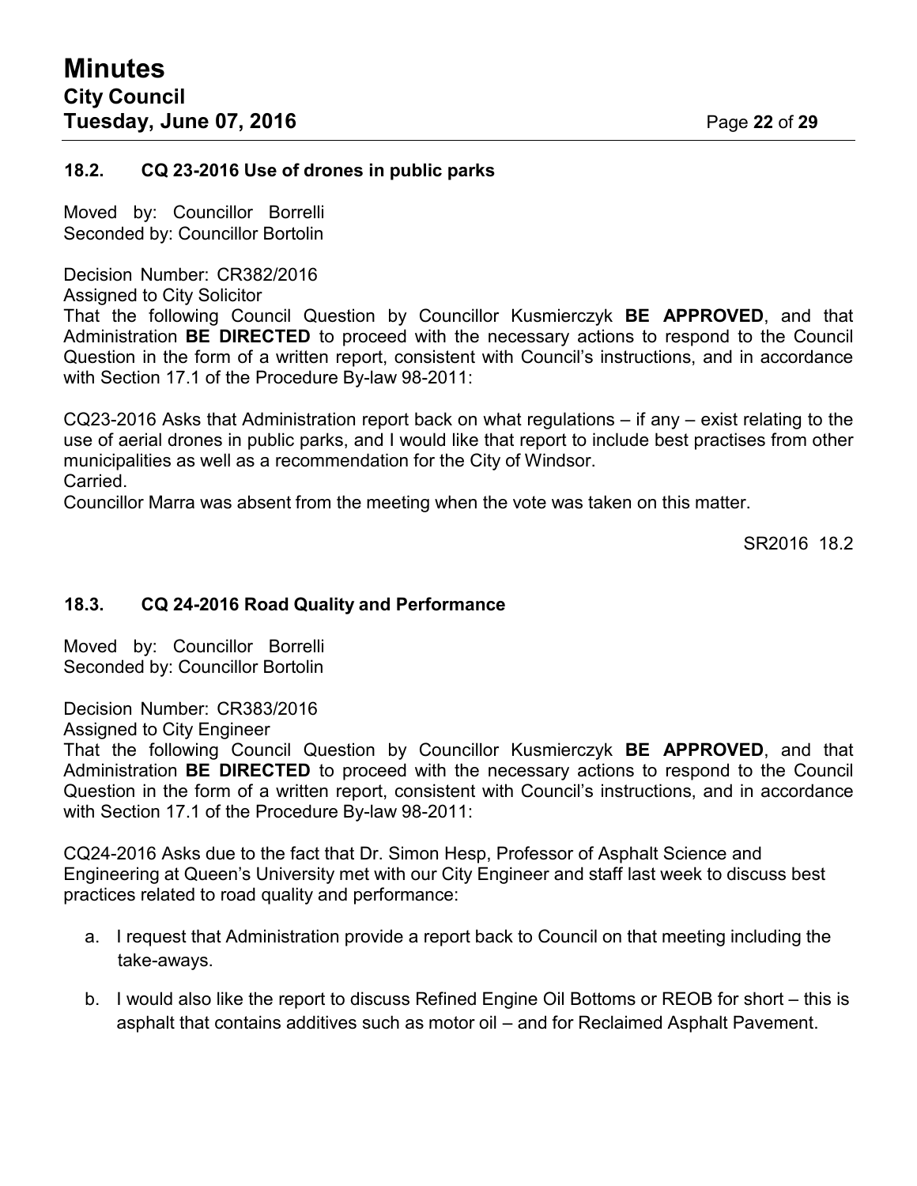### 18.2. CQ 23-2016 Use of drones in public parks

Moved by: Councillor Borrelli
Seconded by: Councillor Bortolin

Decision Number: CR382/2016
Assigned to City Solicitor
That the following Council Question by Councillor Kusmierczyk **BE APPROVED**, and that Administration **BE DIRECTED** to proceed with the necessary actions to respond to the Council Question in the form of a written report, consistent with Council's instructions, and in accordance with Section 17.1 of the Procedure By-law 98-2011:

CQ23-2016 Asks that Administration report back on what regulations – if any – exist relating to the use of aerial drones in public parks, and I would like that report to include best practises from other municipalities as well as a recommendation for the City of Windsor.
Carried.
Councillor Marra was absent from the meeting when the vote was taken on this matter.

SR2016 18.2

### 18.3. CQ 24-2016 Road Quality and Performance

Moved by: Councillor Borrelli
Seconded by: Councillor Bortolin

Decision Number: CR383/2016
Assigned to City Engineer
That the following Council Question by Councillor Kusmierczyk **BE APPROVED**, and that Administration **BE DIRECTED** to proceed with the necessary actions to respond to the Council Question in the form of a written report, consistent with Council's instructions, and in accordance with Section 17.1 of the Procedure By-law 98-2011:

CQ24-2016 Asks due to the fact that Dr. Simon Hesp, Professor of Asphalt Science and Engineering at Queen's University met with our City Engineer and staff last week to discuss best practices related to road quality and performance:

a. I request that Administration provide a report back to Council on that meeting including the take-aways.

b. I would also like the report to discuss Refined Engine Oil Bottoms or REOB for short – this is asphalt that contains additives such as motor oil – and for Reclaimed Asphalt Pavement.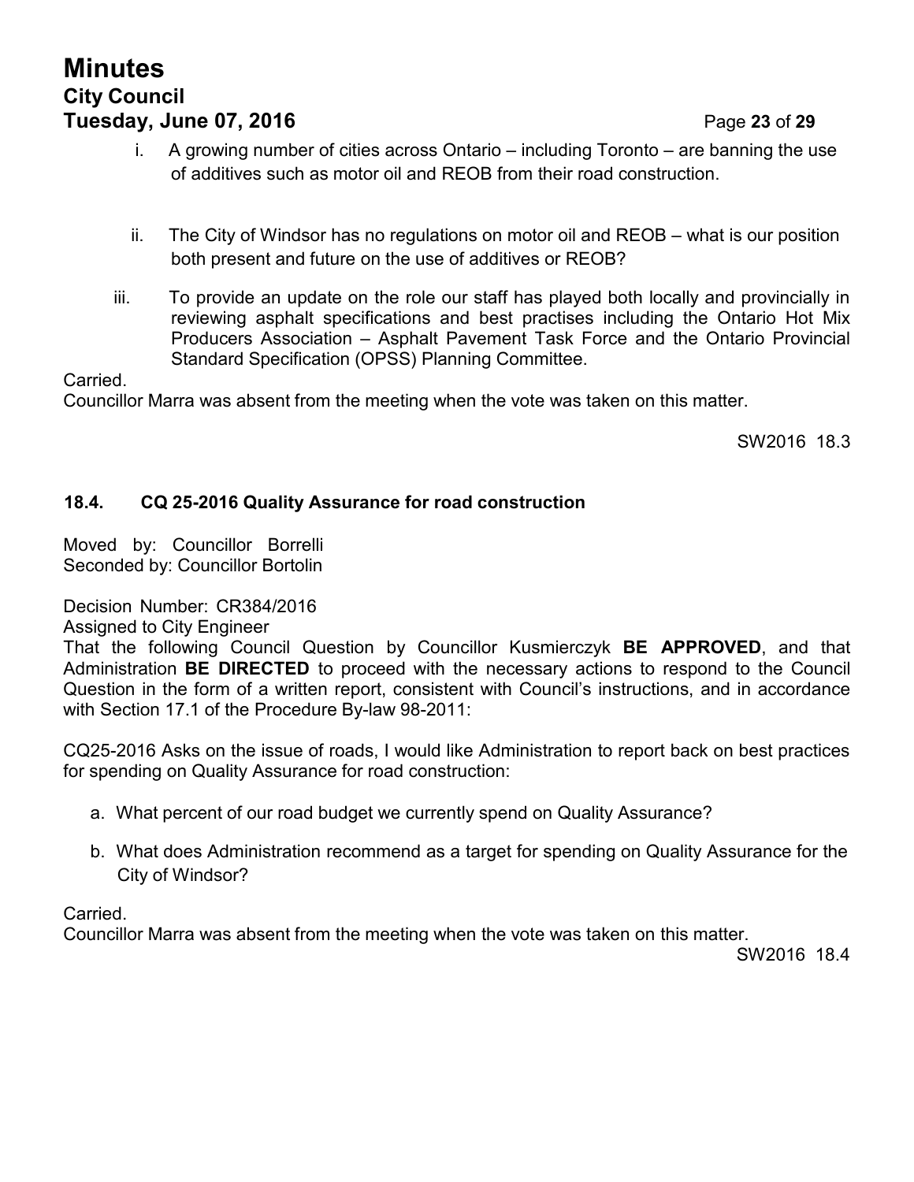i. A growing number of cities across Ontario – including Toronto – are banning the use of additives such as motor oil and REOB from their road construction.

ii. The City of Windsor has no regulations on motor oil and REOB – what is our position both present and future on the use of additives or REOB?

iii. To provide an update on the role our staff has played both locally and provincially in reviewing asphalt specifications and best practises including the Ontario Hot Mix Producers Association – Asphalt Pavement Task Force and the Ontario Provincial Standard Specification (OPSS) Planning Committee.

Carried.
Councillor Marra was absent from the meeting when the vote was taken on this matter.

SW2016 18.3

### 18.4. CQ 25-2016 Quality Assurance for road construction

Moved by: Councillor Borrelli
Seconded by: Councillor Bortolin

Decision Number: CR384/2016
Assigned to City Engineer
That the following Council Question by Councillor Kusmierczyk **BE APPROVED**, and that Administration **BE DIRECTED** to proceed with the necessary actions to respond to the Council Question in the form of a written report, consistent with Council's instructions, and in accordance with Section 17.1 of the Procedure By-law 98-2011:

CQ25-2016 Asks on the issue of roads, I would like Administration to report back on best practices for spending on Quality Assurance for road construction:

a. What percent of our road budget we currently spend on Quality Assurance?

b. What does Administration recommend as a target for spending on Quality Assurance for the City of Windsor?

Carried.
Councillor Marra was absent from the meeting when the vote was taken on this matter.

SW2016 18.4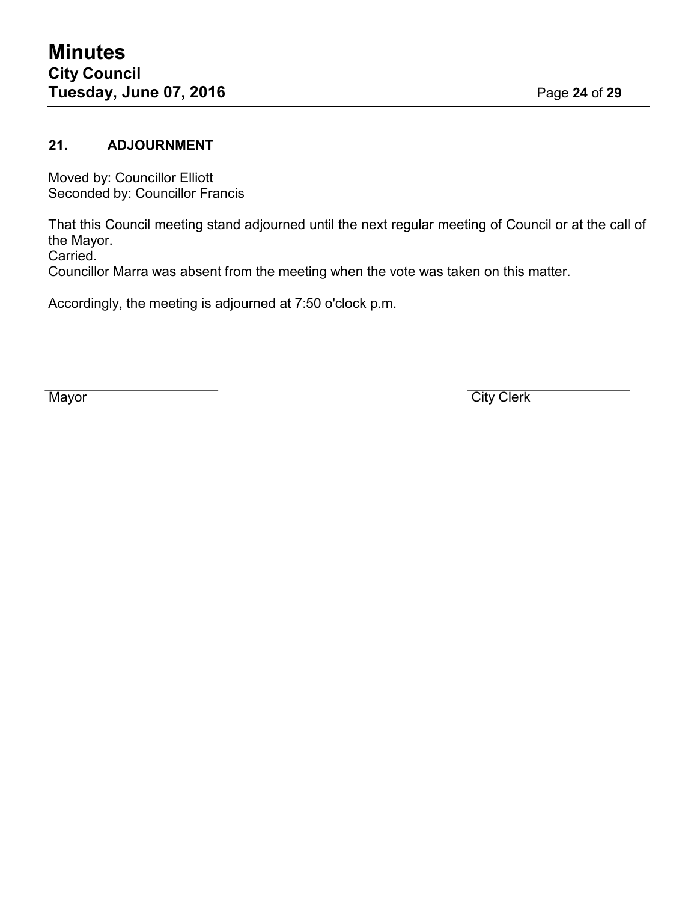## 21. ADJOURNMENT

Moved by: Councillor Elliott
Seconded by: Councillor Francis

That this Council meeting stand adjourned until the next regular meeting of Council or at the call of the Mayor.
Carried.
Councillor Marra was absent from the meeting when the vote was taken on this matter.

Accordingly, the meeting is adjourned at 7:50 o'clock p.m.

Mayor

City Clerk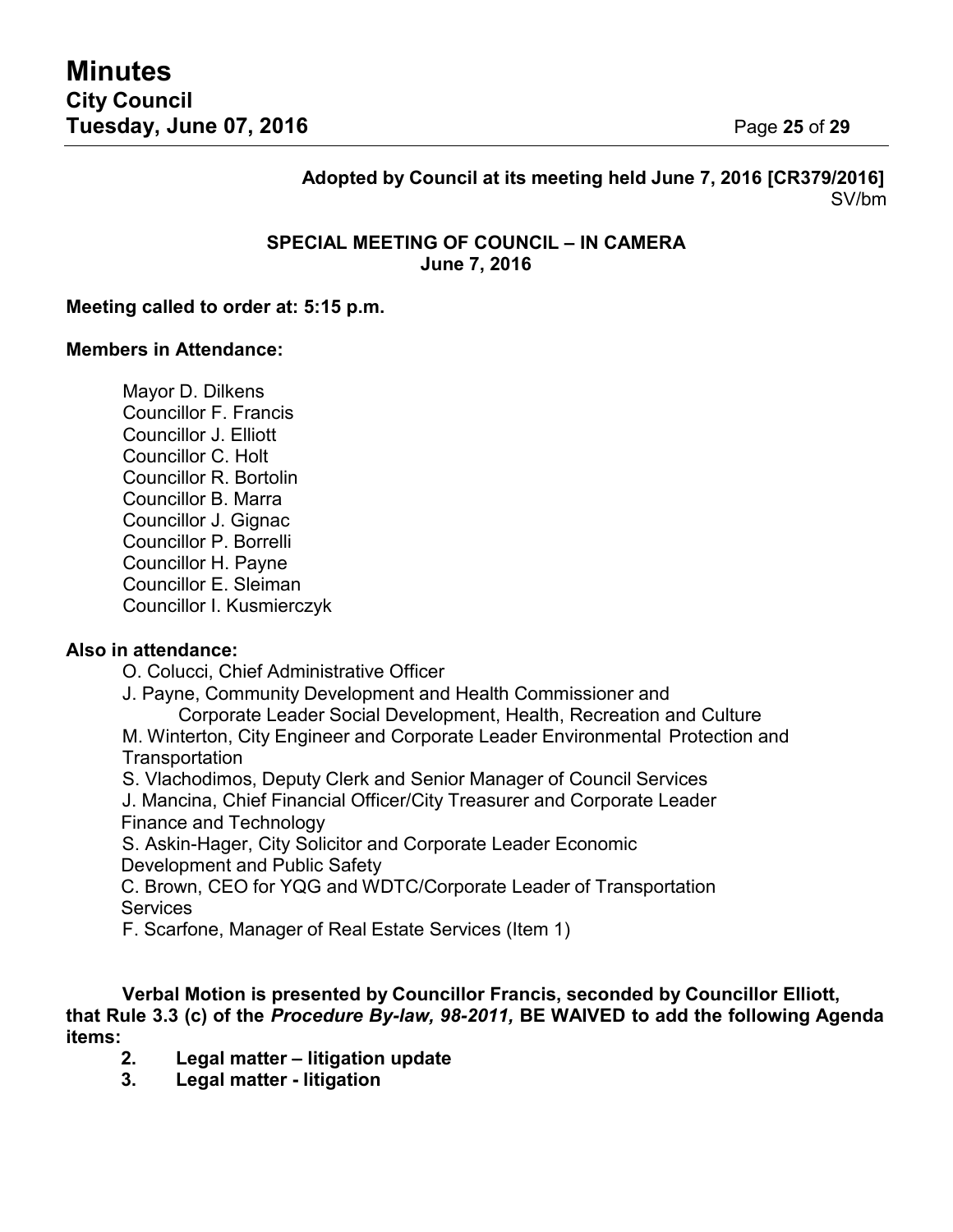**Adopted by Council at its meeting held June 7, 2016 [CR379/2016]**
SV/bm

**SPECIAL MEETING OF COUNCIL – IN CAMERA**
**June 7, 2016**

**Meeting called to order at: 5:15 p.m.**

**Members in Attendance:**

Mayor D. Dilkens
Councillor F. Francis
Councillor J. Elliott
Councillor C. Holt
Councillor R. Bortolin
Councillor B. Marra
Councillor J. Gignac
Councillor P. Borrelli
Councillor H. Payne
Councillor E. Sleiman
Councillor I. Kusmierczyk

**Also in attendance:**

O. Colucci, Chief Administrative Officer
J. Payne, Community Development and Health Commissioner and Corporate Leader Social Development, Health, Recreation and Culture
M. Winterton, City Engineer and Corporate Leader Environmental Protection and Transportation
S. Vlachodimos, Deputy Clerk and Senior Manager of Council Services
J. Mancina, Chief Financial Officer/City Treasurer and Corporate Leader Finance and Technology
S. Askin-Hager, City Solicitor and Corporate Leader Economic Development and Public Safety
C. Brown, CEO for YQG and WDTC/Corporate Leader of Transportation Services
F. Scarfone, Manager of Real Estate Services (Item 1)

**Verbal Motion is presented by Councillor Francis, seconded by Councillor Elliott, that Rule 3.3 (c) of the *Procedure By-law, 98-2011,* BE WAIVED to add the following Agenda items:**

**2. Legal matter – litigation update**
**3. Legal matter - litigation**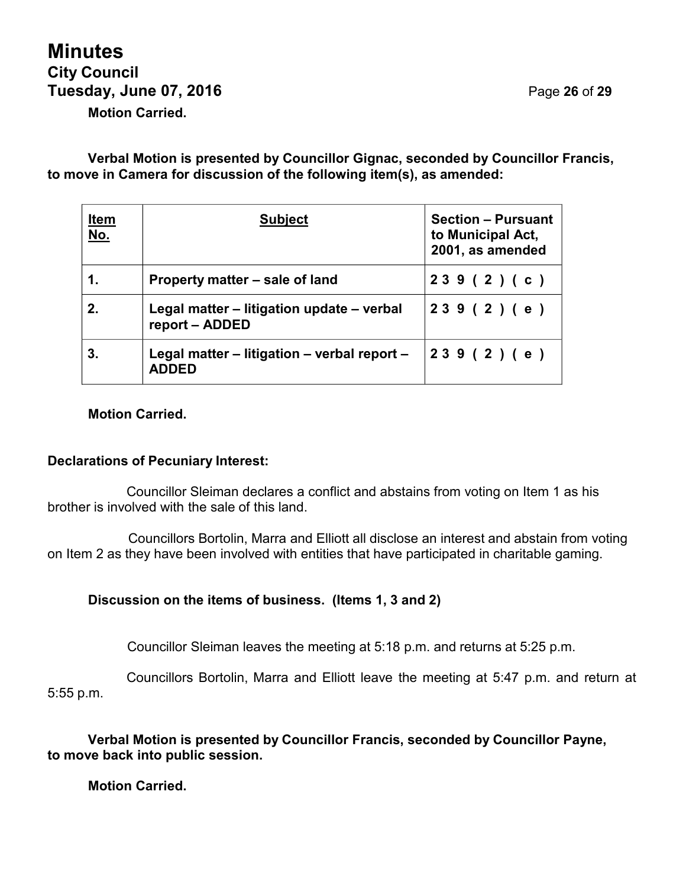**Motion Carried.**

**Verbal Motion is presented by Councillor Gignac, seconded by Councillor Francis, to move in Camera for discussion of the following item(s), as amended:**

| Item No. | Subject | Section – Pursuant to Municipal Act, 2001, as amended |
|---|---|---|
| 1. | Property matter – sale of land | 239(2)(c) |
| 2. | Legal matter – litigation update – verbal report – ADDED | 239(2)(e) |
| 3. | Legal matter – litigation – verbal report – ADDED | 239(2)(e) |

**Motion Carried.**

**Declarations of Pecuniary Interest:**

Councillor Sleiman declares a conflict and abstains from voting on Item 1 as his brother is involved with the sale of this land.

Councillors Bortolin, Marra and Elliott all disclose an interest and abstain from voting on Item 2 as they have been involved with entities that have participated in charitable gaming.

**Discussion on the items of business. (Items 1, 3 and 2)**

Councillor Sleiman leaves the meeting at 5:18 p.m. and returns at 5:25 p.m.

Councillors Bortolin, Marra and Elliott leave the meeting at 5:47 p.m. and return at 5:55 p.m.

**Verbal Motion is presented by Councillor Francis, seconded by Councillor Payne, to move back into public session.**

**Motion Carried.**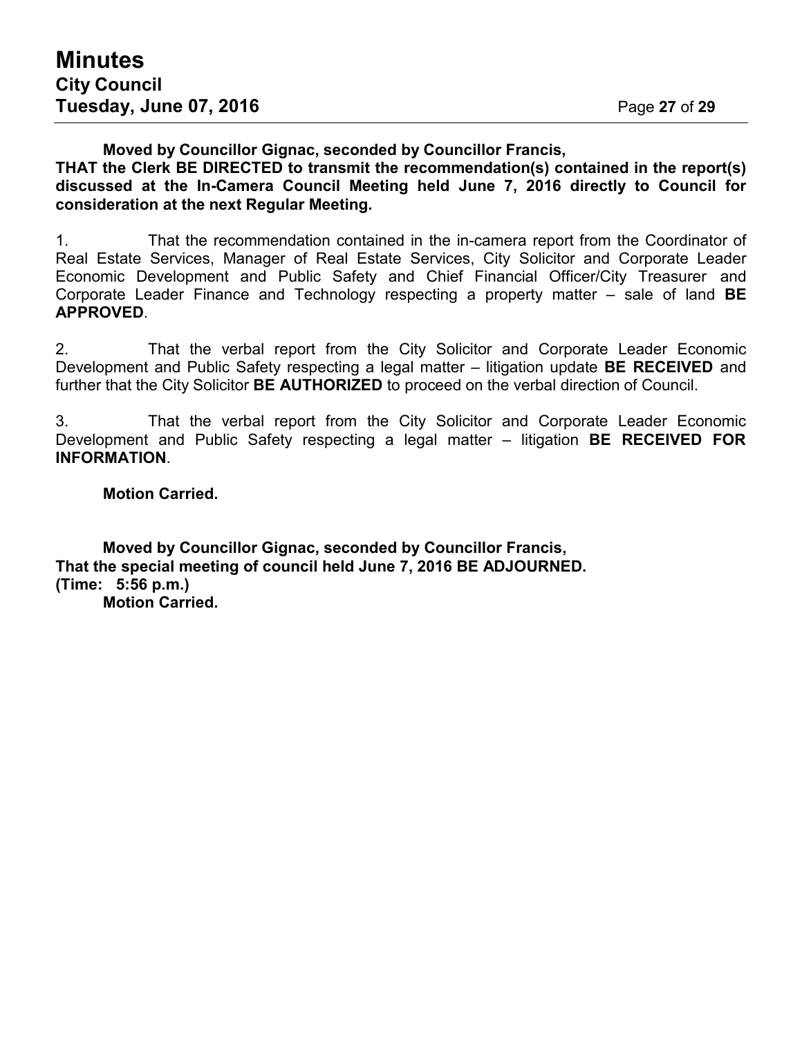**Moved by Councillor Gignac, seconded by Councillor Francis,**
**THAT the Clerk BE DIRECTED to transmit the recommendation(s) contained in the report(s) discussed at the In-Camera Council Meeting held June 7, 2016 directly to Council for consideration at the next Regular Meeting.**

1. That the recommendation contained in the in-camera report from the Coordinator of Real Estate Services, Manager of Real Estate Services, City Solicitor and Corporate Leader Economic Development and Public Safety and Chief Financial Officer/City Treasurer and Corporate Leader Finance and Technology respecting a property matter – sale of land **BE APPROVED**.

2. That the verbal report from the City Solicitor and Corporate Leader Economic Development and Public Safety respecting a legal matter – litigation update **BE RECEIVED** and further that the City Solicitor **BE AUTHORIZED** to proceed on the verbal direction of Council.

3. That the verbal report from the City Solicitor and Corporate Leader Economic Development and Public Safety respecting a legal matter – litigation **BE RECEIVED FOR INFORMATION**.

**Motion Carried.**

**Moved by Councillor Gignac, seconded by Councillor Francis,**
**That the special meeting of council held June 7, 2016 BE ADJOURNED.**
**(Time: 5:56 p.m.)**
**Motion Carried.**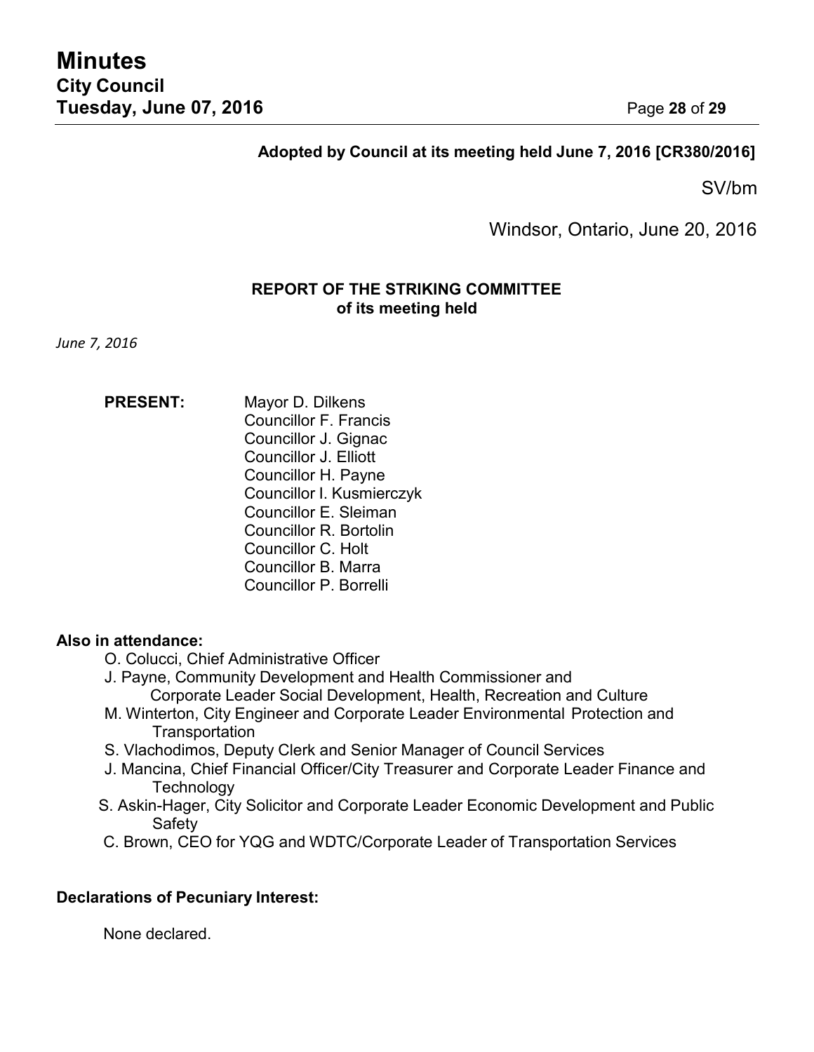**Adopted by Council at its meeting held June 7, 2016 [CR380/2016]**

SV/bm

Windsor, Ontario, June 20, 2016

**REPORT OF THE STRIKING COMMITTEE**
**of its meeting held**

*June 7, 2016*

**PRESENT:** Mayor D. Dilkens
Councillor F. Francis
Councillor J. Gignac
Councillor J. Elliott
Councillor H. Payne
Councillor I. Kusmierczyk
Councillor E. Sleiman
Councillor R. Bortolin
Councillor C. Holt
Councillor B. Marra
Councillor P. Borrelli

**Also in attendance:**

O. Colucci, Chief Administrative Officer
J. Payne, Community Development and Health Commissioner and Corporate Leader Social Development, Health, Recreation and Culture
M. Winterton, City Engineer and Corporate Leader Environmental Protection and Transportation
S. Vlachodimos, Deputy Clerk and Senior Manager of Council Services
J. Mancina, Chief Financial Officer/City Treasurer and Corporate Leader Finance and Technology
S. Askin-Hager, City Solicitor and Corporate Leader Economic Development and Public Safety
C. Brown, CEO for YQG and WDTC/Corporate Leader of Transportation Services

**Declarations of Pecuniary Interest:**

None declared.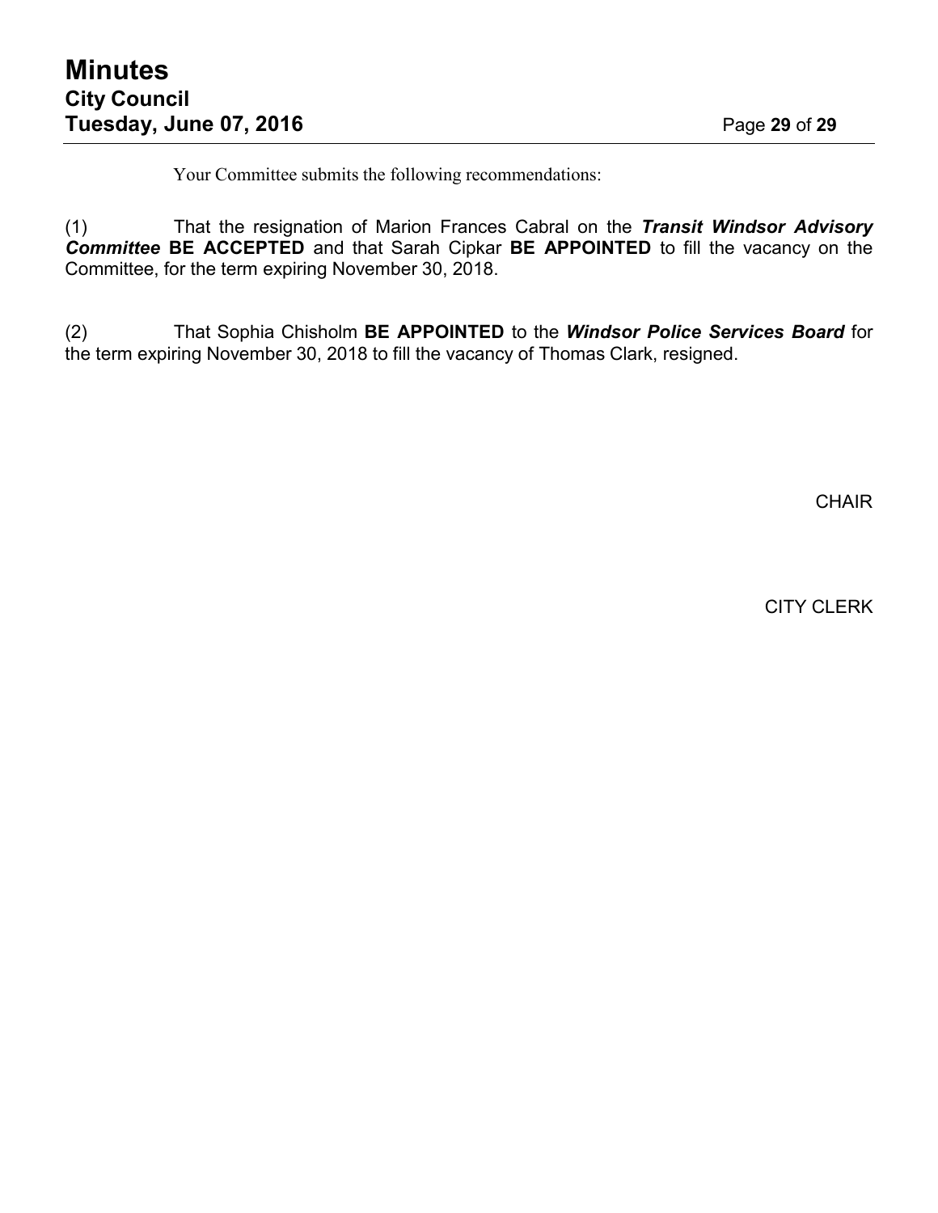Your Committee submits the following recommendations:

(1) That the resignation of Marion Frances Cabral on the ***Transit Windsor Advisory Committee*** **BE ACCEPTED** and that Sarah Cipkar **BE APPOINTED** to fill the vacancy on the Committee, for the term expiring November 30, 2018.

(2) That Sophia Chisholm **BE APPOINTED** to the ***Windsor Police Services Board*** for the term expiring November 30, 2018 to fill the vacancy of Thomas Clark, resigned.

CHAIR

CITY CLERK